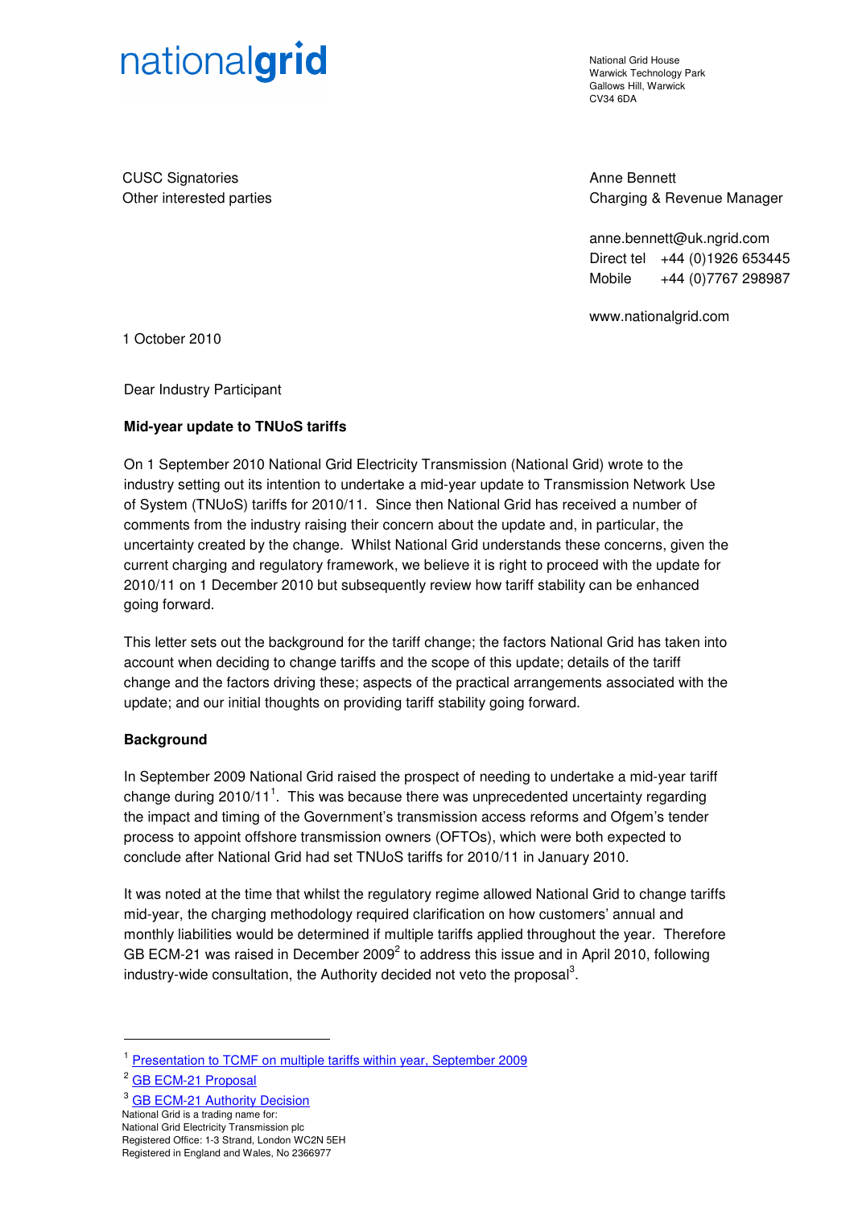nationalgrid

National Grid House
Warwick Technology Park
Gallows Hill, Warwick
CV34 6DA

CUSC Signatories
Other interested parties

Anne Bennett
Charging & Revenue Manager

anne.bennett@uk.ngrid.com
Direct tel +44 (0)1926 653445
Mobile +44 (0)7767 298987

www.nationalgrid.com

1 October 2010

Dear Industry Participant

**Mid-year update to TNUoS tariffs**

On 1 September 2010 National Grid Electricity Transmission (National Grid) wrote to the industry setting out its intention to undertake a mid-year update to Transmission Network Use of System (TNUoS) tariffs for 2010/11. Since then National Grid has received a number of comments from the industry raising their concern about the update and, in particular, the uncertainty created by the change. Whilst National Grid understands these concerns, given the current charging and regulatory framework, we believe it is right to proceed with the update for 2010/11 on 1 December 2010 but subsequently review how tariff stability can be enhanced going forward.

This letter sets out the background for the tariff change; the factors National Grid has taken into account when deciding to change tariffs and the scope of this update; details of the tariff change and the factors driving these; aspects of the practical arrangements associated with the update; and our initial thoughts on providing tariff stability going forward.

**Background**

In September 2009 National Grid raised the prospect of needing to undertake a mid-year tariff change during 2010/11[1]. This was because there was unprecedented uncertainty regarding the impact and timing of the Government's transmission access reforms and Ofgem's tender process to appoint offshore transmission owners (OFTOs), which were both expected to conclude after National Grid had set TNUoS tariffs for 2010/11 in January 2010.

It was noted at the time that whilst the regulatory regime allowed National Grid to change tariffs mid-year, the charging methodology required clarification on how customers' annual and monthly liabilities would be determined if multiple tariffs applied throughout the year. Therefore GB ECM-21 was raised in December 2009[2] to address this issue and in April 2010, following industry-wide consultation, the Authority decided not veto the proposal[3].

[1] Presentation to TCMF on multiple tariffs within year, September 2009

[2] GB ECM-21 Proposal

[3] GB ECM-21 Authority Decision

National Grid is a trading name for:
National Grid Electricity Transmission plc
Registered Office: 1-3 Strand, London WC2N 5EH
Registered in England and Wales, No 2366977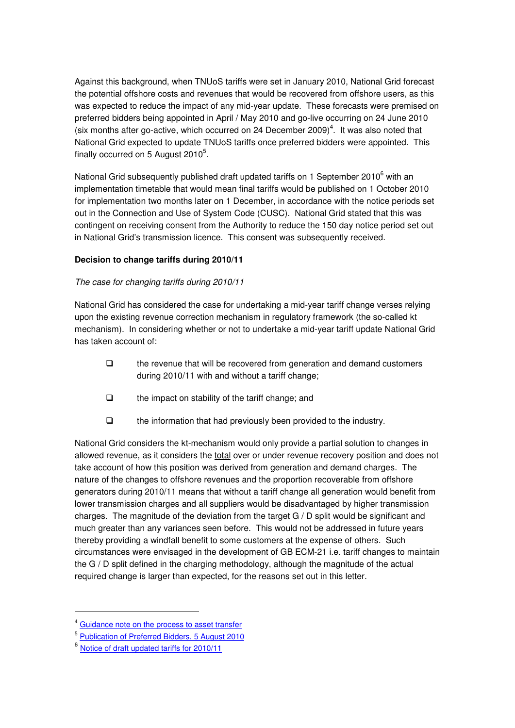Against this background, when TNUoS tariffs were set in January 2010, National Grid forecast the potential offshore costs and revenues that would be recovered from offshore users, as this was expected to reduce the impact of any mid-year update. These forecasts were premised on preferred bidders being appointed in April / May 2010 and go-live occurring on 24 June 2010 (six months after go-active, which occurred on 24 December 2009)[4]. It was also noted that National Grid expected to update TNUoS tariffs once preferred bidders were appointed. This finally occurred on 5 August 2010[5].

National Grid subsequently published draft updated tariffs on 1 September 2010[6] with an implementation timetable that would mean final tariffs would be published on 1 October 2010 for implementation two months later on 1 December, in accordance with the notice periods set out in the Connection and Use of System Code (CUSC). National Grid stated that this was contingent on receiving consent from the Authority to reduce the 150 day notice period set out in National Grid's transmission licence. This consent was subsequently received.

**Decision to change tariffs during 2010/11**

*The case for changing tariffs during 2010/11*

National Grid has considered the case for undertaking a mid-year tariff change verses relying upon the existing revenue correction mechanism in regulatory framework (the so-called kt mechanism). In considering whether or not to undertake a mid-year tariff update National Grid has taken account of:

- the revenue that will be recovered from generation and demand customers during 2010/11 with and without a tariff change;
- the impact on stability of the tariff change; and
- the information that had previously been provided to the industry.

National Grid considers the kt-mechanism would only provide a partial solution to changes in allowed revenue, as it considers the total over or under revenue recovery position and does not take account of how this position was derived from generation and demand charges. The nature of the changes to offshore revenues and the proportion recoverable from offshore generators during 2010/11 means that without a tariff change all generation would benefit from lower transmission charges and all suppliers would be disadvantaged by higher transmission charges. The magnitude of the deviation from the target G / D split would be significant and much greater than any variances seen before. This would not be addressed in future years thereby providing a windfall benefit to some customers at the expense of others. Such circumstances were envisaged in the development of GB ECM-21 i.e. tariff changes to maintain the G / D split defined in the charging methodology, although the magnitude of the actual required change is larger than expected, for the reasons set out in this letter.

---

[4] Guidance note on the process to asset transfer

[5] Publication of Preferred Bidders, 5 August 2010

[6] Notice of draft updated tariffs for 2010/11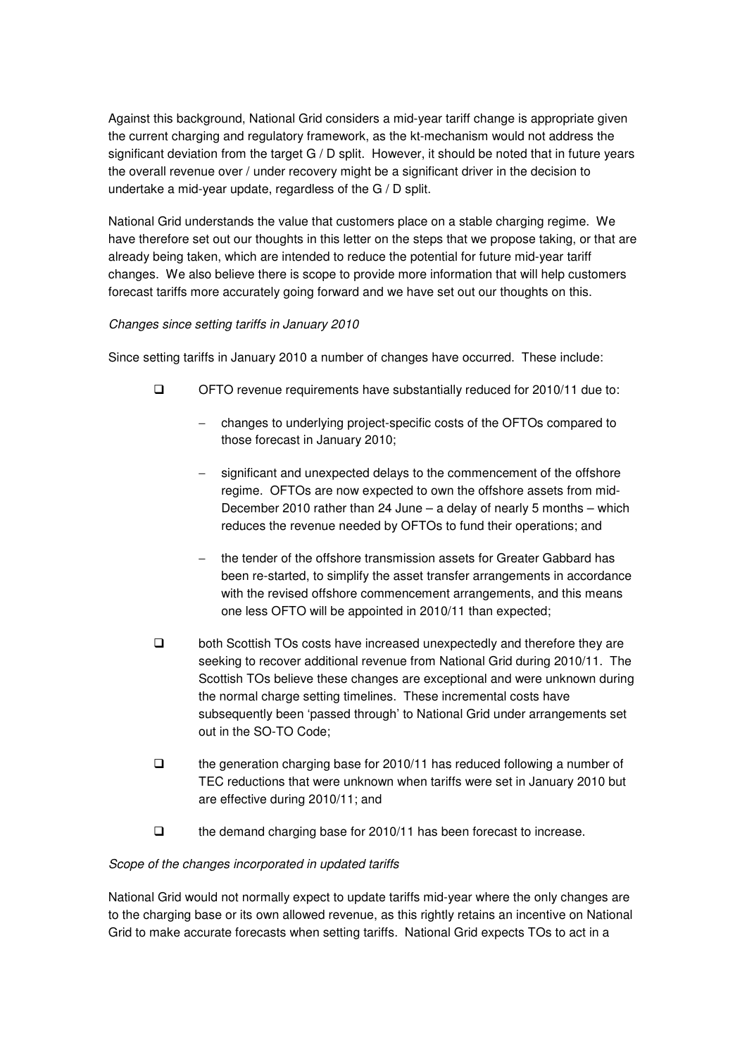Against this background, National Grid considers a mid-year tariff change is appropriate given the current charging and regulatory framework, as the kt-mechanism would not address the significant deviation from the target G / D split. However, it should be noted that in future years the overall revenue over / under recovery might be a significant driver in the decision to undertake a mid-year update, regardless of the G / D split.

National Grid understands the value that customers place on a stable charging regime. We have therefore set out our thoughts in this letter on the steps that we propose taking, or that are already being taken, which are intended to reduce the potential for future mid-year tariff changes. We also believe there is scope to provide more information that will help customers forecast tariffs more accurately going forward and we have set out our thoughts on this.

*Changes since setting tariffs in January 2010*

Since setting tariffs in January 2010 a number of changes have occurred. These include:

- OFTO revenue requirements have substantially reduced for 2010/11 due to:
  - changes to underlying project-specific costs of the OFTOs compared to those forecast in January 2010;
  - significant and unexpected delays to the commencement of the offshore regime. OFTOs are now expected to own the offshore assets from mid-December 2010 rather than 24 June – a delay of nearly 5 months – which reduces the revenue needed by OFTOs to fund their operations; and
  - the tender of the offshore transmission assets for Greater Gabbard has been re-started, to simplify the asset transfer arrangements in accordance with the revised offshore commencement arrangements, and this means one less OFTO will be appointed in 2010/11 than expected;
- both Scottish TOs costs have increased unexpectedly and therefore they are seeking to recover additional revenue from National Grid during 2010/11. The Scottish TOs believe these changes are exceptional and were unknown during the normal charge setting timelines. These incremental costs have subsequently been 'passed through' to National Grid under arrangements set out in the SO-TO Code;
- the generation charging base for 2010/11 has reduced following a number of TEC reductions that were unknown when tariffs were set in January 2010 but are effective during 2010/11; and
- the demand charging base for 2010/11 has been forecast to increase.

*Scope of the changes incorporated in updated tariffs*

National Grid would not normally expect to update tariffs mid-year where the only changes are to the charging base or its own allowed revenue, as this rightly retains an incentive on National Grid to make accurate forecasts when setting tariffs. National Grid expects TOs to act in a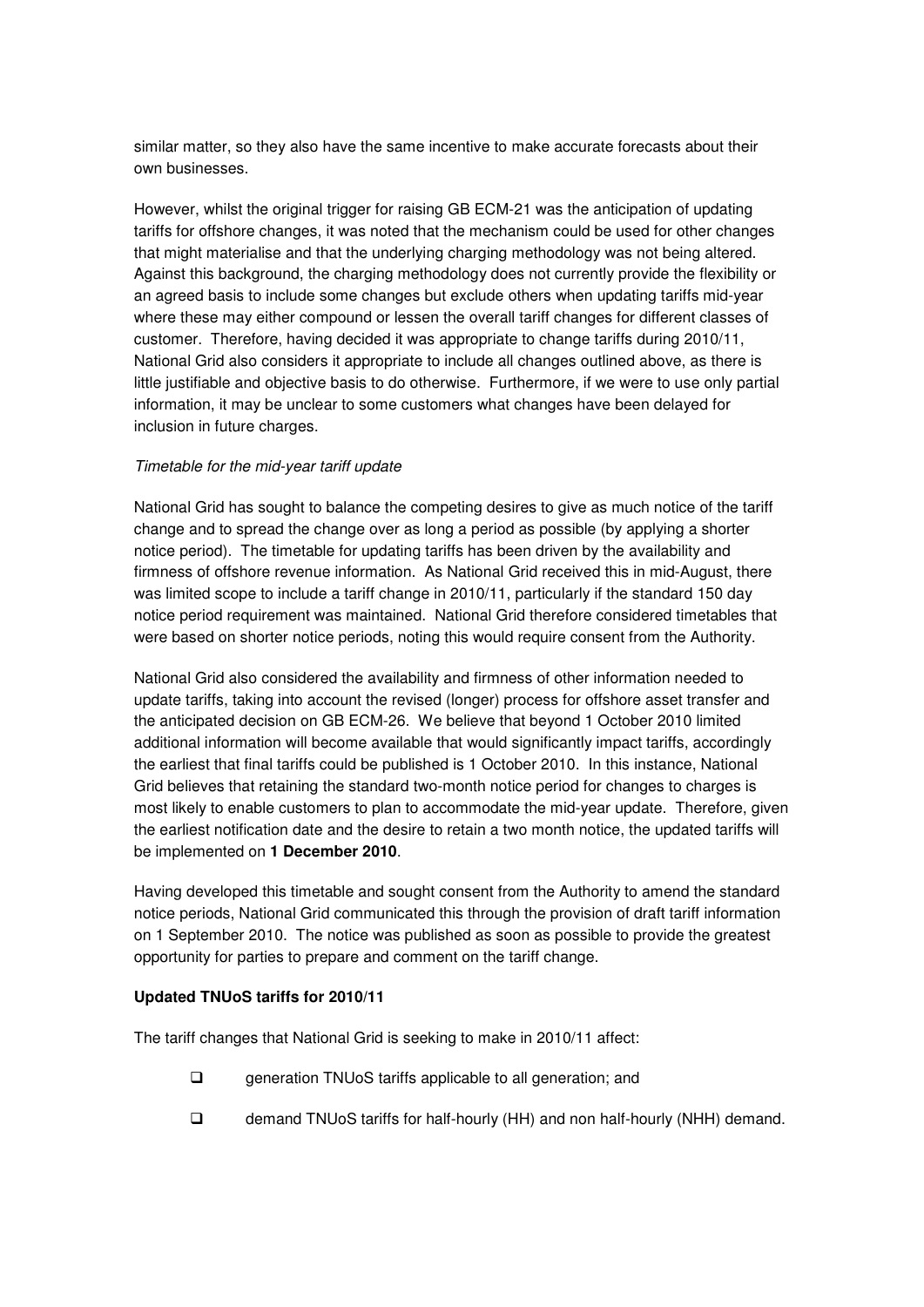similar matter, so they also have the same incentive to make accurate forecasts about their own businesses.

However, whilst the original trigger for raising GB ECM-21 was the anticipation of updating tariffs for offshore changes, it was noted that the mechanism could be used for other changes that might materialise and that the underlying charging methodology was not being altered. Against this background, the charging methodology does not currently provide the flexibility or an agreed basis to include some changes but exclude others when updating tariffs mid-year where these may either compound or lessen the overall tariff changes for different classes of customer. Therefore, having decided it was appropriate to change tariffs during 2010/11, National Grid also considers it appropriate to include all changes outlined above, as there is little justifiable and objective basis to do otherwise. Furthermore, if we were to use only partial information, it may be unclear to some customers what changes have been delayed for inclusion in future charges.

*Timetable for the mid-year tariff update*

National Grid has sought to balance the competing desires to give as much notice of the tariff change and to spread the change over as long a period as possible (by applying a shorter notice period). The timetable for updating tariffs has been driven by the availability and firmness of offshore revenue information. As National Grid received this in mid-August, there was limited scope to include a tariff change in 2010/11, particularly if the standard 150 day notice period requirement was maintained. National Grid therefore considered timetables that were based on shorter notice periods, noting this would require consent from the Authority.

National Grid also considered the availability and firmness of other information needed to update tariffs, taking into account the revised (longer) process for offshore asset transfer and the anticipated decision on GB ECM-26. We believe that beyond 1 October 2010 limited additional information will become available that would significantly impact tariffs, accordingly the earliest that final tariffs could be published is 1 October 2010. In this instance, National Grid believes that retaining the standard two-month notice period for changes to charges is most likely to enable customers to plan to accommodate the mid-year update. Therefore, given the earliest notification date and the desire to retain a two month notice, the updated tariffs will be implemented on **1 December 2010**.

Having developed this timetable and sought consent from the Authority to amend the standard notice periods, National Grid communicated this through the provision of draft tariff information on 1 September 2010. The notice was published as soon as possible to provide the greatest opportunity for parties to prepare and comment on the tariff change.

**Updated TNUoS tariffs for 2010/11**

The tariff changes that National Grid is seeking to make in 2010/11 affect:

- generation TNUoS tariffs applicable to all generation; and
- demand TNUoS tariffs for half-hourly (HH) and non half-hourly (NHH) demand.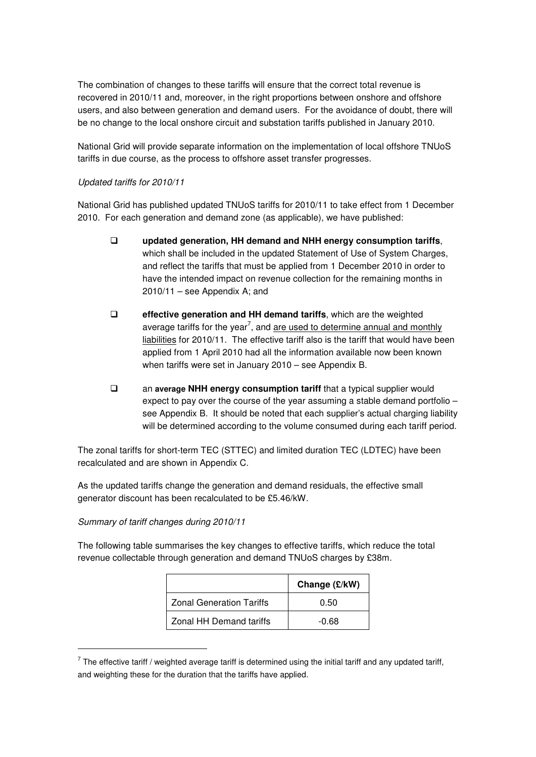The combination of changes to these tariffs will ensure that the correct total revenue is recovered in 2010/11 and, moreover, in the right proportions between onshore and offshore users, and also between generation and demand users. For the avoidance of doubt, there will be no change to the local onshore circuit and substation tariffs published in January 2010.

National Grid will provide separate information on the implementation of local offshore TNUoS tariffs in due course, as the process to offshore asset transfer progresses.

*Updated tariffs for 2010/11*

National Grid has published updated TNUoS tariffs for 2010/11 to take effect from 1 December 2010. For each generation and demand zone (as applicable), we have published:

- **updated generation, HH demand and NHH energy consumption tariffs**, which shall be included in the updated Statement of Use of System Charges, and reflect the tariffs that must be applied from 1 December 2010 in order to have the intended impact on revenue collection for the remaining months in 2010/11 – see Appendix A; and
- **effective generation and HH demand tariffs**, which are the weighted average tariffs for the year[7], and <u>are used to determine annual and monthly liabilities</u> for 2010/11. The effective tariff also is the tariff that would have been applied from 1 April 2010 had all the information available now been known when tariffs were set in January 2010 – see Appendix B.
- an **average NHH energy consumption tariff** that a typical supplier would expect to pay over the course of the year assuming a stable demand portfolio – see Appendix B. It should be noted that each supplier's actual charging liability will be determined according to the volume consumed during each tariff period.

The zonal tariffs for short-term TEC (STTEC) and limited duration TEC (LDTEC) have been recalculated and are shown in Appendix C.

As the updated tariffs change the generation and demand residuals, the effective small generator discount has been recalculated to be £5.46/kW.

*Summary of tariff changes during 2010/11*

The following table summarises the key changes to effective tariffs, which reduce the total revenue collectable through generation and demand TNUoS charges by £38m.

| | Change (£/kW) |
|---|---|
| Zonal Generation Tariffs | 0.50 |
| Zonal HH Demand tariffs | -0.68 |

[7] The effective tariff / weighted average tariff is determined using the initial tariff and any updated tariff, and weighting these for the duration that the tariffs have applied.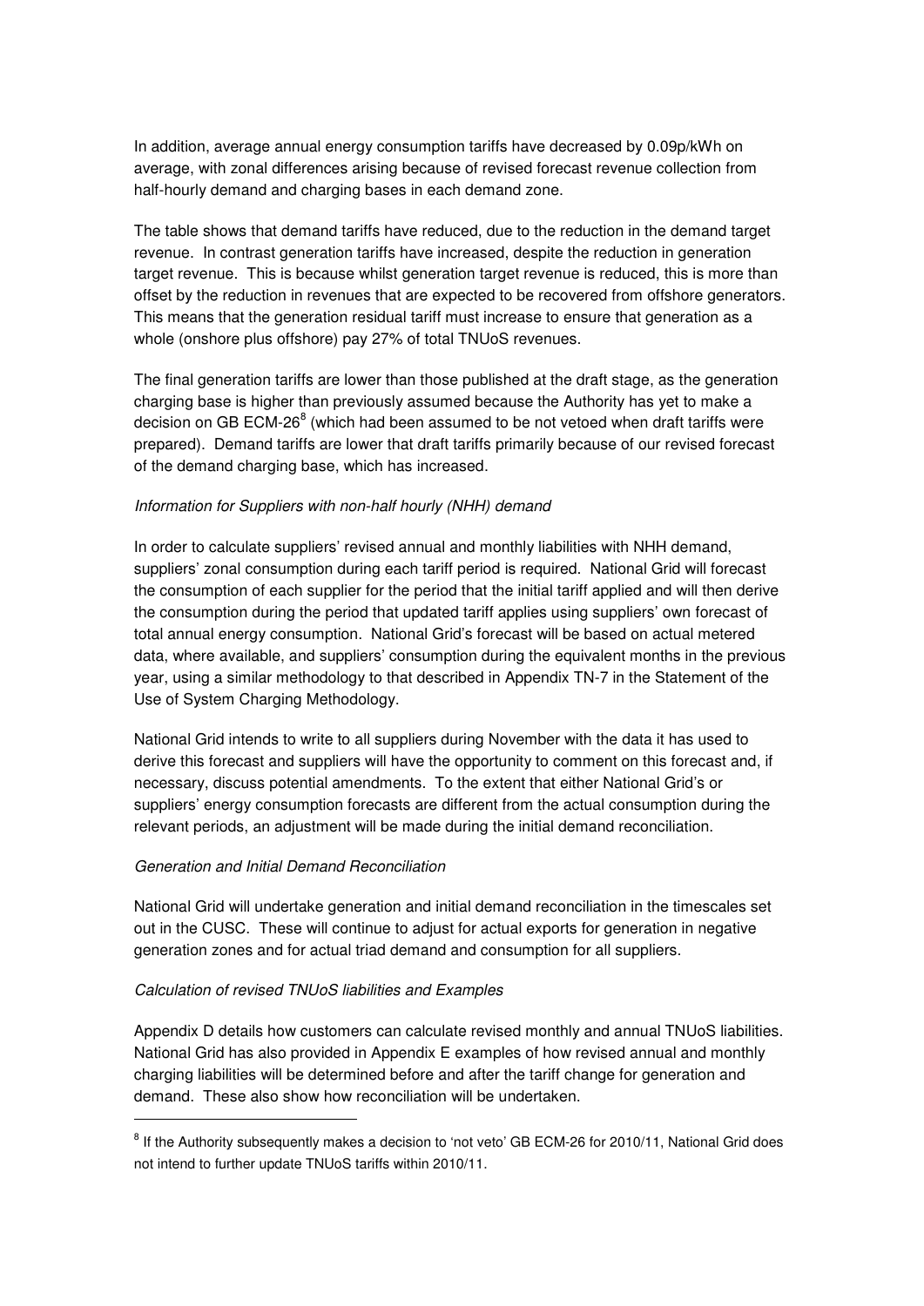In addition, average annual energy consumption tariffs have decreased by 0.09p/kWh on average, with zonal differences arising because of revised forecast revenue collection from half-hourly demand and charging bases in each demand zone.

The table shows that demand tariffs have reduced, due to the reduction in the demand target revenue. In contrast generation tariffs have increased, despite the reduction in generation target revenue. This is because whilst generation target revenue is reduced, this is more than offset by the reduction in revenues that are expected to be recovered from offshore generators. This means that the generation residual tariff must increase to ensure that generation as a whole (onshore plus offshore) pay 27% of total TNUoS revenues.

The final generation tariffs are lower than those published at the draft stage, as the generation charging base is higher than previously assumed because the Authority has yet to make a decision on GB ECM-26[8] (which had been assumed to be not vetoed when draft tariffs were prepared). Demand tariffs are lower that draft tariffs primarily because of our revised forecast of the demand charging base, which has increased.

*Information for Suppliers with non-half hourly (NHH) demand*

In order to calculate suppliers' revised annual and monthly liabilities with NHH demand, suppliers' zonal consumption during each tariff period is required. National Grid will forecast the consumption of each supplier for the period that the initial tariff applied and will then derive the consumption during the period that updated tariff applies using suppliers' own forecast of total annual energy consumption. National Grid's forecast will be based on actual metered data, where available, and suppliers' consumption during the equivalent months in the previous year, using a similar methodology to that described in Appendix TN-7 in the Statement of the Use of System Charging Methodology.

National Grid intends to write to all suppliers during November with the data it has used to derive this forecast and suppliers will have the opportunity to comment on this forecast and, if necessary, discuss potential amendments. To the extent that either National Grid's or suppliers' energy consumption forecasts are different from the actual consumption during the relevant periods, an adjustment will be made during the initial demand reconciliation.

*Generation and Initial Demand Reconciliation*

National Grid will undertake generation and initial demand reconciliation in the timescales set out in the CUSC. These will continue to adjust for actual exports for generation in negative generation zones and for actual triad demand and consumption for all suppliers.

*Calculation of revised TNUoS liabilities and Examples*

Appendix D details how customers can calculate revised monthly and annual TNUoS liabilities. National Grid has also provided in Appendix E examples of how revised annual and monthly charging liabilities will be determined before and after the tariff change for generation and demand. These also show how reconciliation will be undertaken.

---

[8] If the Authority subsequently makes a decision to 'not veto' GB ECM-26 for 2010/11, National Grid does not intend to further update TNUoS tariffs within 2010/11.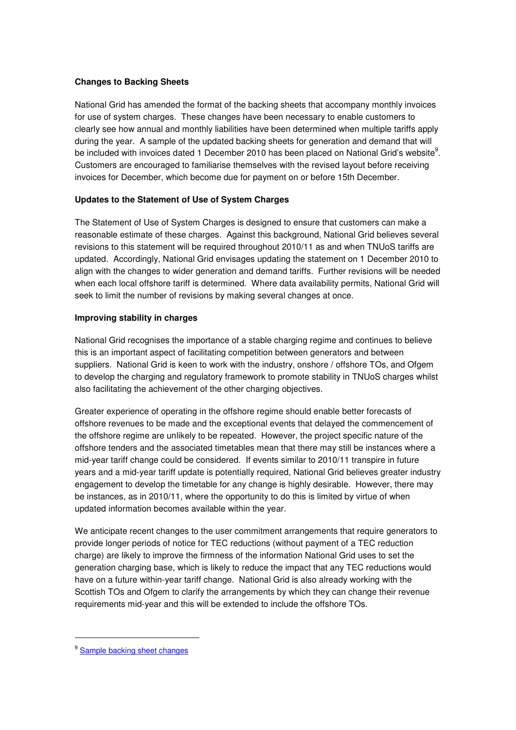**Changes to Backing Sheets**

National Grid has amended the format of the backing sheets that accompany monthly invoices for use of system charges. These changes have been necessary to enable customers to clearly see how annual and monthly liabilities have been determined when multiple tariffs apply during the year. A sample of the updated backing sheets for generation and demand that will be included with invoices dated 1 December 2010 has been placed on National Grid's website[9]. Customers are encouraged to familiarise themselves with the revised layout before receiving invoices for December, which become due for payment on or before 15th December.

**Updates to the Statement of Use of System Charges**

The Statement of Use of System Charges is designed to ensure that customers can make a reasonable estimate of these charges. Against this background, National Grid believes several revisions to this statement will be required throughout 2010/11 as and when TNUoS tariffs are updated. Accordingly, National Grid envisages updating the statement on 1 December 2010 to align with the changes to wider generation and demand tariffs. Further revisions will be needed when each local offshore tariff is determined. Where data availability permits, National Grid will seek to limit the number of revisions by making several changes at once.

**Improving stability in charges**

National Grid recognises the importance of a stable charging regime and continues to believe this is an important aspect of facilitating competition between generators and between suppliers. National Grid is keen to work with the industry, onshore / offshore TOs, and Ofgem to develop the charging and regulatory framework to promote stability in TNUoS charges whilst also facilitating the achievement of the other charging objectives.

Greater experience of operating in the offshore regime should enable better forecasts of offshore revenues to be made and the exceptional events that delayed the commencement of the offshore regime are unlikely to be repeated. However, the project specific nature of the offshore tenders and the associated timetables mean that there may still be instances where a mid-year tariff change could be considered. If events similar to 2010/11 transpire in future years and a mid-year tariff update is potentially required, National Grid believes greater industry engagement to develop the timetable for any change is highly desirable. However, there may be instances, as in 2010/11, where the opportunity to do this is limited by virtue of when updated information becomes available within the year.

We anticipate recent changes to the user commitment arrangements that require generators to provide longer periods of notice for TEC reductions (without payment of a TEC reduction charge) are likely to improve the firmness of the information National Grid uses to set the generation charging base, which is likely to reduce the impact that any TEC reductions would have on a future within-year tariff change. National Grid is also already working with the Scottish TOs and Ofgem to clarify the arrangements by which they can change their revenue requirements mid-year and this will be extended to include the offshore TOs.

[9] Sample backing sheet changes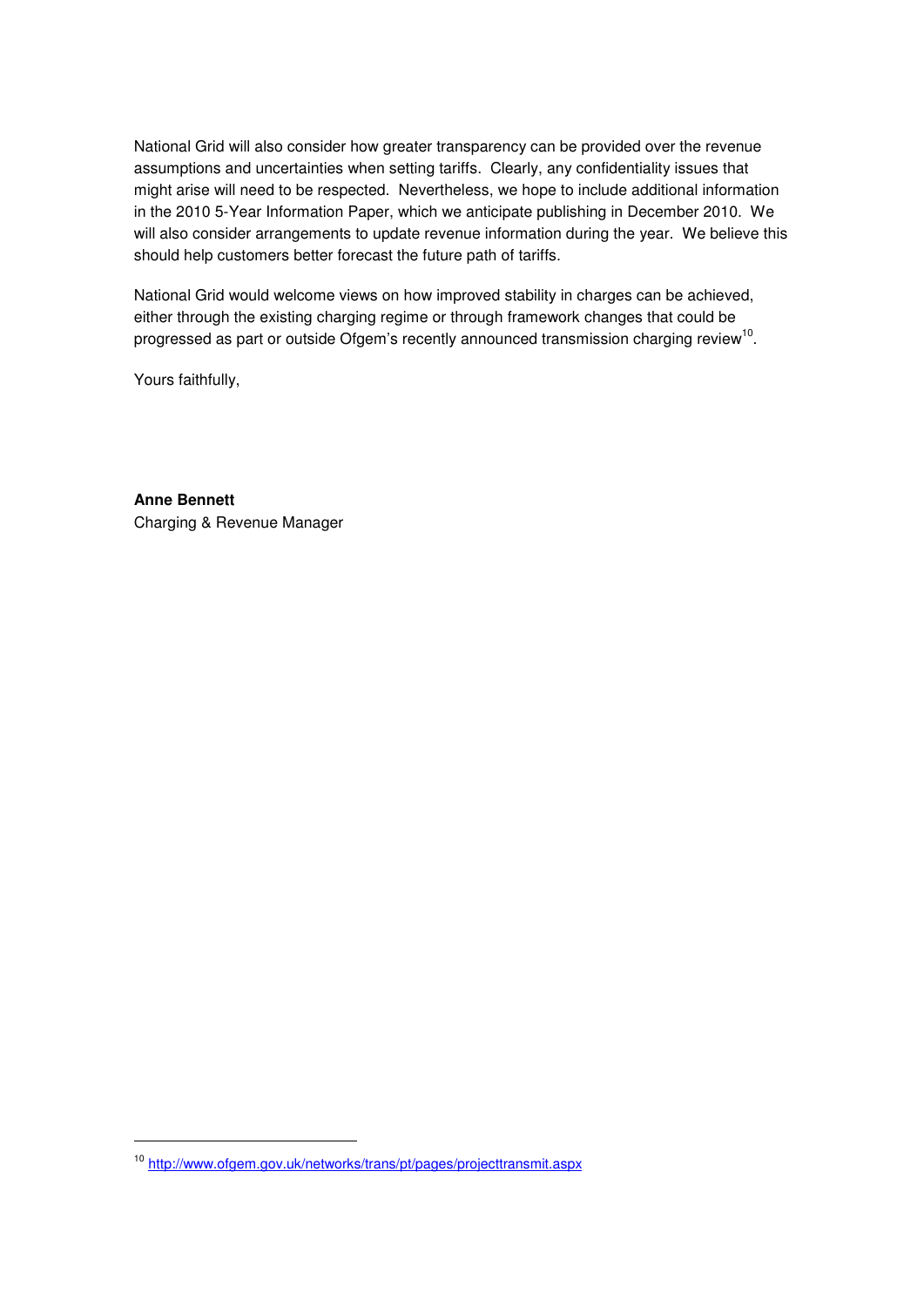National Grid will also consider how greater transparency can be provided over the revenue assumptions and uncertainties when setting tariffs. Clearly, any confidentiality issues that might arise will need to be respected. Nevertheless, we hope to include additional information in the 2010 5-Year Information Paper, which we anticipate publishing in December 2010. We will also consider arrangements to update revenue information during the year. We believe this should help customers better forecast the future path of tariffs.

National Grid would welcome views on how improved stability in charges can be achieved, either through the existing charging regime or through framework changes that could be progressed as part or outside Ofgem's recently announced transmission charging review[10].

Yours faithfully,

**Anne Bennett**
Charging & Revenue Manager

---

[10] http://www.ofgem.gov.uk/networks/trans/pt/pages/projecttransmit.aspx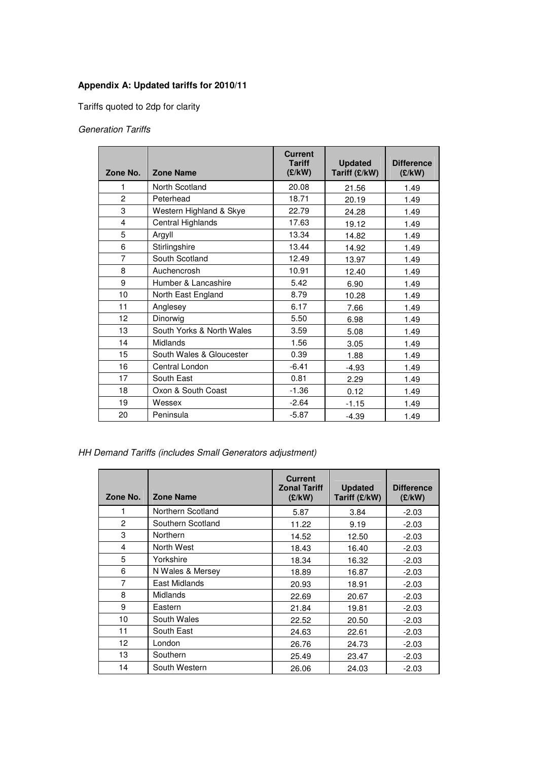**Appendix A: Updated tariffs for 2010/11**

Tariffs quoted to 2dp for clarity

*Generation Tariffs*

| Zone No. | Zone Name | Current Tariff (£/kW) | Updated Tariff (£/kW) | Difference (£/kW) |
|---|---|---|---|---|
| 1 | North Scotland | 20.08 | 21.56 | 1.49 |
| 2 | Peterhead | 18.71 | 20.19 | 1.49 |
| 3 | Western Highland & Skye | 22.79 | 24.28 | 1.49 |
| 4 | Central Highlands | 17.63 | 19.12 | 1.49 |
| 5 | Argyll | 13.34 | 14.82 | 1.49 |
| 6 | Stirlingshire | 13.44 | 14.92 | 1.49 |
| 7 | South Scotland | 12.49 | 13.97 | 1.49 |
| 8 | Auchencrosh | 10.91 | 12.40 | 1.49 |
| 9 | Humber & Lancashire | 5.42 | 6.90 | 1.49 |
| 10 | North East England | 8.79 | 10.28 | 1.49 |
| 11 | Anglesey | 6.17 | 7.66 | 1.49 |
| 12 | Dinorwig | 5.50 | 6.98 | 1.49 |
| 13 | South Yorks & North Wales | 3.59 | 5.08 | 1.49 |
| 14 | Midlands | 1.56 | 3.05 | 1.49 |
| 15 | South Wales & Gloucester | 0.39 | 1.88 | 1.49 |
| 16 | Central London | -6.41 | -4.93 | 1.49 |
| 17 | South East | 0.81 | 2.29 | 1.49 |
| 18 | Oxon & South Coast | -1.36 | 0.12 | 1.49 |
| 19 | Wessex | -2.64 | -1.15 | 1.49 |
| 20 | Peninsula | -5.87 | -4.39 | 1.49 |

*HH Demand Tariffs (includes Small Generators adjustment)*

| Zone No. | Zone Name | Current Zonal Tariff (£/kW) | Updated Tariff (£/kW) | Difference (£/kW) |
|---|---|---|---|---|
| 1 | Northern Scotland | 5.87 | 3.84 | -2.03 |
| 2 | Southern Scotland | 11.22 | 9.19 | -2.03 |
| 3 | Northern | 14.52 | 12.50 | -2.03 |
| 4 | North West | 18.43 | 16.40 | -2.03 |
| 5 | Yorkshire | 18.34 | 16.32 | -2.03 |
| 6 | N Wales & Mersey | 18.89 | 16.87 | -2.03 |
| 7 | East Midlands | 20.93 | 18.91 | -2.03 |
| 8 | Midlands | 22.69 | 20.67 | -2.03 |
| 9 | Eastern | 21.84 | 19.81 | -2.03 |
| 10 | South Wales | 22.52 | 20.50 | -2.03 |
| 11 | South East | 24.63 | 22.61 | -2.03 |
| 12 | London | 26.76 | 24.73 | -2.03 |
| 13 | Southern | 25.49 | 23.47 | -2.03 |
| 14 | South Western | 26.06 | 24.03 | -2.03 |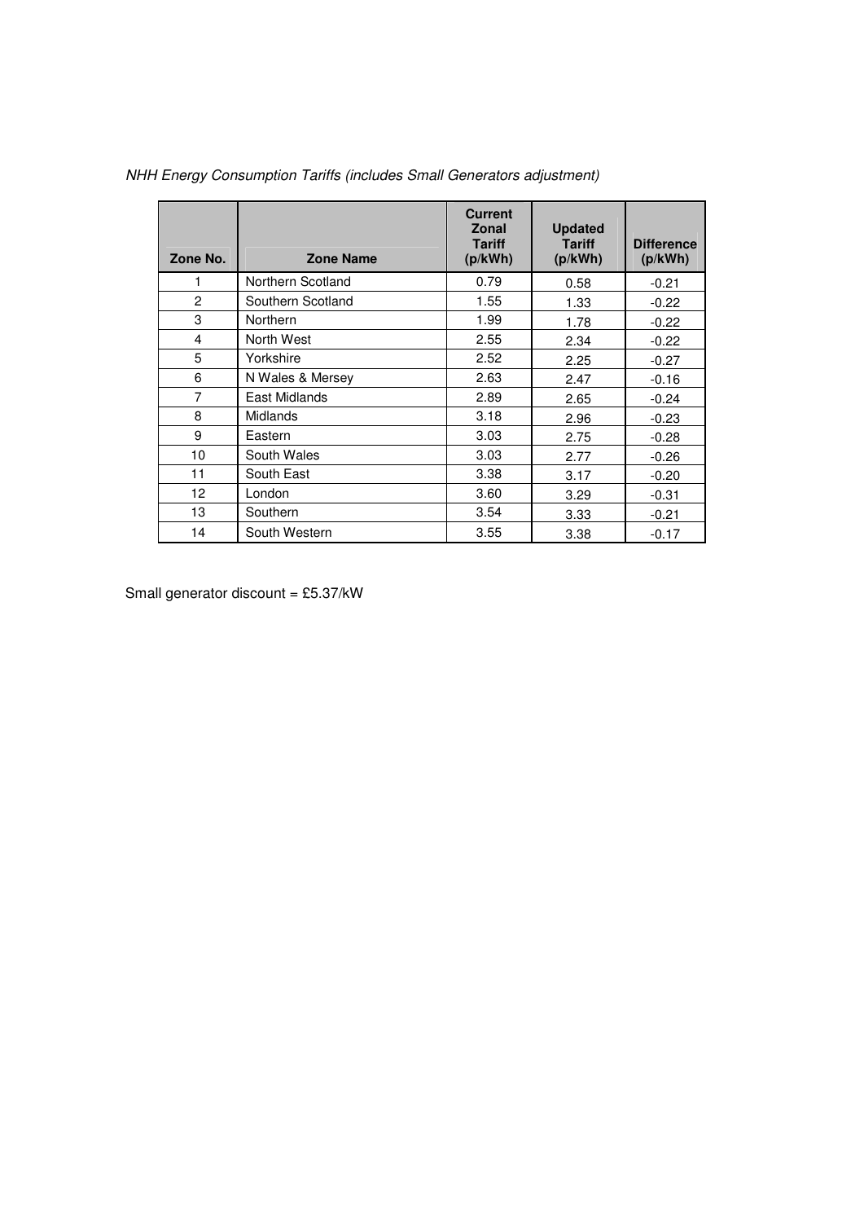*NHH Energy Consumption Tariffs (includes Small Generators adjustment)*

| Zone No. | Zone Name | Current Zonal Tariff (p/kWh) | Updated Tariff (p/kWh) | Difference (p/kWh) |
|---|---|---|---|---|
| 1 | Northern Scotland | 0.79 | 0.58 | -0.21 |
| 2 | Southern Scotland | 1.55 | 1.33 | -0.22 |
| 3 | Northern | 1.99 | 1.78 | -0.22 |
| 4 | North West | 2.55 | 2.34 | -0.22 |
| 5 | Yorkshire | 2.52 | 2.25 | -0.27 |
| 6 | N Wales & Mersey | 2.63 | 2.47 | -0.16 |
| 7 | East Midlands | 2.89 | 2.65 | -0.24 |
| 8 | Midlands | 3.18 | 2.96 | -0.23 |
| 9 | Eastern | 3.03 | 2.75 | -0.28 |
| 10 | South Wales | 3.03 | 2.77 | -0.26 |
| 11 | South East | 3.38 | 3.17 | -0.20 |
| 12 | London | 3.60 | 3.29 | -0.31 |
| 13 | Southern | 3.54 | 3.33 | -0.21 |
| 14 | South Western | 3.55 | 3.38 | -0.17 |

Small generator discount = £5.37/kW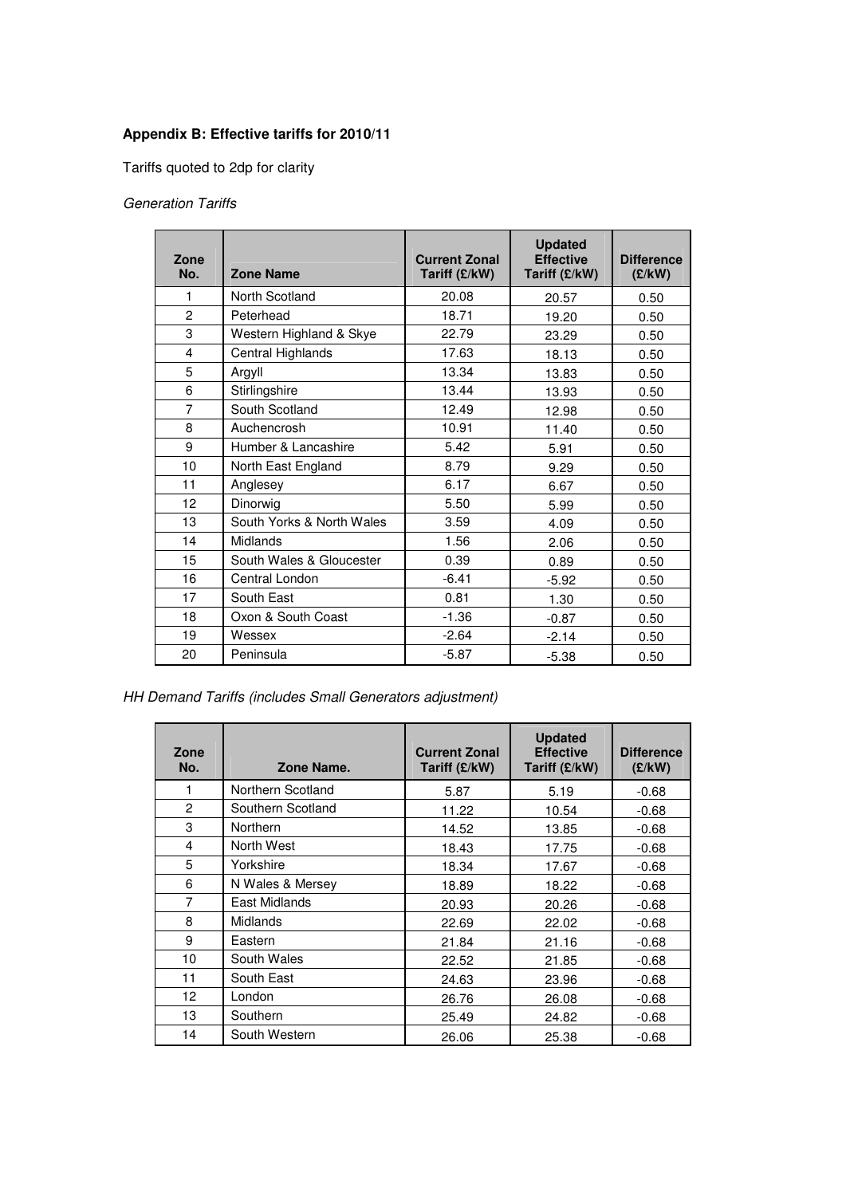**Appendix B: Effective tariffs for 2010/11**

Tariffs quoted to 2dp for clarity

*Generation Tariffs*

| Zone No. | Zone Name | Current Zonal Tariff (£/kW) | Updated Effective Tariff (£/kW) | Difference (£/kW) |
|---|---|---|---|---|
| 1 | North Scotland | 20.08 | 20.57 | 0.50 |
| 2 | Peterhead | 18.71 | 19.20 | 0.50 |
| 3 | Western Highland & Skye | 22.79 | 23.29 | 0.50 |
| 4 | Central Highlands | 17.63 | 18.13 | 0.50 |
| 5 | Argyll | 13.34 | 13.83 | 0.50 |
| 6 | Stirlingshire | 13.44 | 13.93 | 0.50 |
| 7 | South Scotland | 12.49 | 12.98 | 0.50 |
| 8 | Auchencrosh | 10.91 | 11.40 | 0.50 |
| 9 | Humber & Lancashire | 5.42 | 5.91 | 0.50 |
| 10 | North East England | 8.79 | 9.29 | 0.50 |
| 11 | Anglesey | 6.17 | 6.67 | 0.50 |
| 12 | Dinorwig | 5.50 | 5.99 | 0.50 |
| 13 | South Yorks & North Wales | 3.59 | 4.09 | 0.50 |
| 14 | Midlands | 1.56 | 2.06 | 0.50 |
| 15 | South Wales & Gloucester | 0.39 | 0.89 | 0.50 |
| 16 | Central London | -6.41 | -5.92 | 0.50 |
| 17 | South East | 0.81 | 1.30 | 0.50 |
| 18 | Oxon & South Coast | -1.36 | -0.87 | 0.50 |
| 19 | Wessex | -2.64 | -2.14 | 0.50 |
| 20 | Peninsula | -5.87 | -5.38 | 0.50 |

*HH Demand Tariffs (includes Small Generators adjustment)*

| Zone No. | Zone Name. | Current Zonal Tariff (£/kW) | Updated Effective Tariff (£/kW) | Difference (£/kW) |
|---|---|---|---|---|
| 1 | Northern Scotland | 5.87 | 5.19 | -0.68 |
| 2 | Southern Scotland | 11.22 | 10.54 | -0.68 |
| 3 | Northern | 14.52 | 13.85 | -0.68 |
| 4 | North West | 18.43 | 17.75 | -0.68 |
| 5 | Yorkshire | 18.34 | 17.67 | -0.68 |
| 6 | N Wales & Mersey | 18.89 | 18.22 | -0.68 |
| 7 | East Midlands | 20.93 | 20.26 | -0.68 |
| 8 | Midlands | 22.69 | 22.02 | -0.68 |
| 9 | Eastern | 21.84 | 21.16 | -0.68 |
| 10 | South Wales | 22.52 | 21.85 | -0.68 |
| 11 | South East | 24.63 | 23.96 | -0.68 |
| 12 | London | 26.76 | 26.08 | -0.68 |
| 13 | Southern | 25.49 | 24.82 | -0.68 |
| 14 | South Western | 26.06 | 25.38 | -0.68 |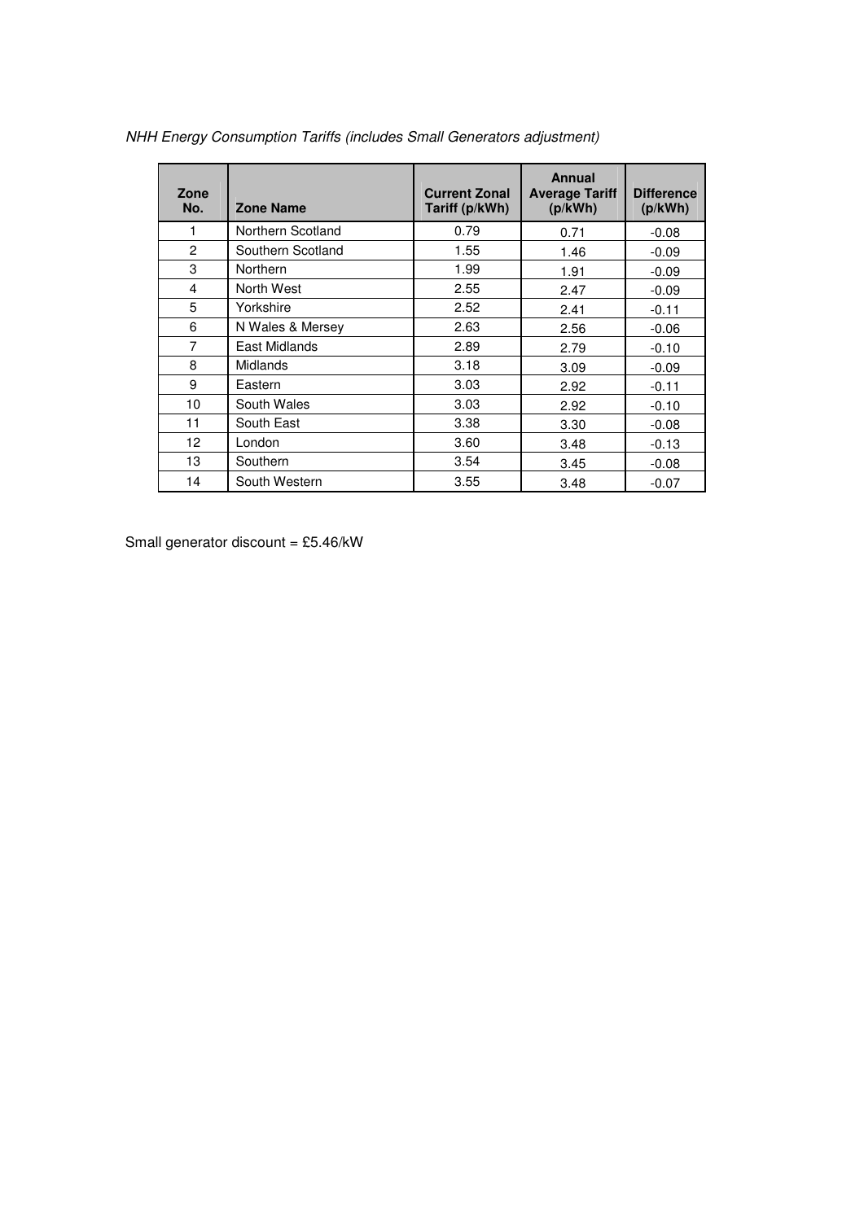*NHH Energy Consumption Tariffs (includes Small Generators adjustment)*

| Zone No. | Zone Name | Current Zonal Tariff (p/kWh) | Annual Average Tariff (p/kWh) | Difference (p/kWh) |
|---|---|---|---|---|
| 1 | Northern Scotland | 0.79 | 0.71 | -0.08 |
| 2 | Southern Scotland | 1.55 | 1.46 | -0.09 |
| 3 | Northern | 1.99 | 1.91 | -0.09 |
| 4 | North West | 2.55 | 2.47 | -0.09 |
| 5 | Yorkshire | 2.52 | 2.41 | -0.11 |
| 6 | N Wales & Mersey | 2.63 | 2.56 | -0.06 |
| 7 | East Midlands | 2.89 | 2.79 | -0.10 |
| 8 | Midlands | 3.18 | 3.09 | -0.09 |
| 9 | Eastern | 3.03 | 2.92 | -0.11 |
| 10 | South Wales | 3.03 | 2.92 | -0.10 |
| 11 | South East | 3.38 | 3.30 | -0.08 |
| 12 | London | 3.60 | 3.48 | -0.13 |
| 13 | Southern | 3.54 | 3.45 | -0.08 |
| 14 | South Western | 3.55 | 3.48 | -0.07 |

Small generator discount = £5.46/kW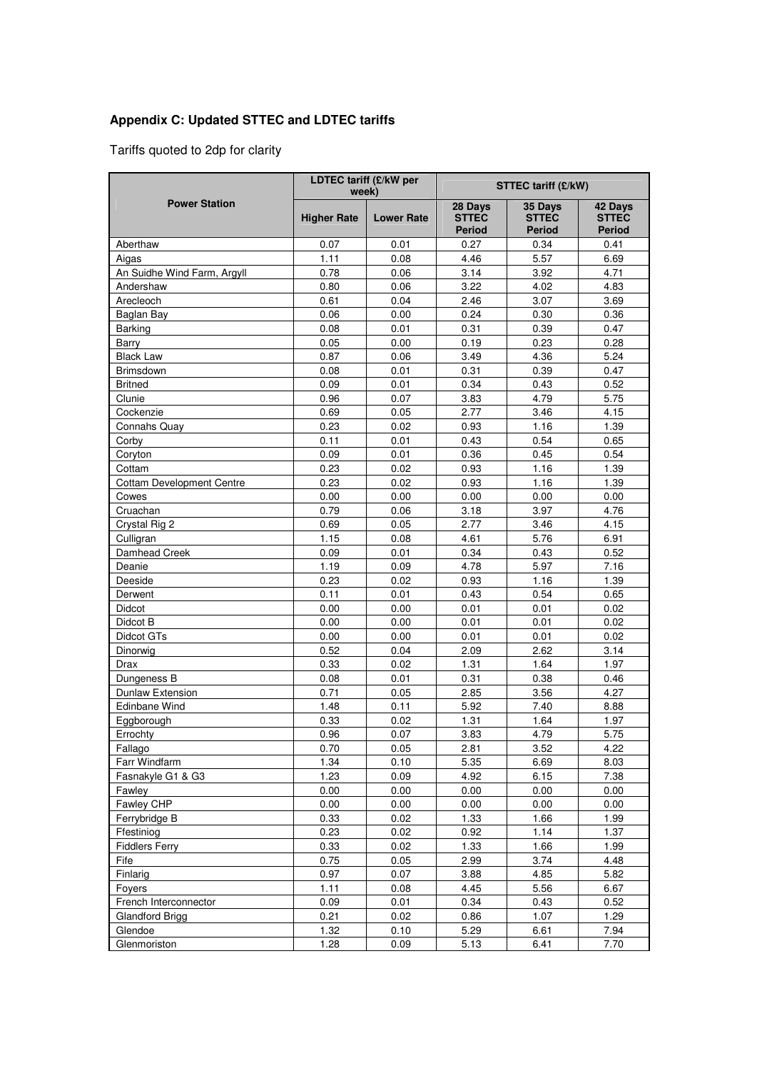**Appendix C: Updated STTEC and LDTEC tariffs**

Tariffs quoted to 2dp for clarity

| Power Station | LDTEC tariff (£/kW per week) | | STTEC tariff (£/kW) | | |
|---|---|---|---|---|---|
| | Higher Rate | Lower Rate | 28 Days STTEC Period | 35 Days STTEC Period | 42 Days STTEC Period |
| Aberthaw | 0.07 | 0.01 | 0.27 | 0.34 | 0.41 |
| Aigas | 1.11 | 0.08 | 4.46 | 5.57 | 6.69 |
| An Suidhe Wind Farm, Argyll | 0.78 | 0.06 | 3.14 | 3.92 | 4.71 |
| Andershaw | 0.80 | 0.06 | 3.22 | 4.02 | 4.83 |
| Arecleoch | 0.61 | 0.04 | 2.46 | 3.07 | 3.69 |
| Baglan Bay | 0.06 | 0.00 | 0.24 | 0.30 | 0.36 |
| Barking | 0.08 | 0.01 | 0.31 | 0.39 | 0.47 |
| Barry | 0.05 | 0.00 | 0.19 | 0.23 | 0.28 |
| Black Law | 0.87 | 0.06 | 3.49 | 4.36 | 5.24 |
| Brimsdown | 0.08 | 0.01 | 0.31 | 0.39 | 0.47 |
| Britned | 0.09 | 0.01 | 0.34 | 0.43 | 0.52 |
| Clunie | 0.96 | 0.07 | 3.83 | 4.79 | 5.75 |
| Cockenzie | 0.69 | 0.05 | 2.77 | 3.46 | 4.15 |
| Connahs Quay | 0.23 | 0.02 | 0.93 | 1.16 | 1.39 |
| Corby | 0.11 | 0.01 | 0.43 | 0.54 | 0.65 |
| Coryton | 0.09 | 0.01 | 0.36 | 0.45 | 0.54 |
| Cottam | 0.23 | 0.02 | 0.93 | 1.16 | 1.39 |
| Cottam Development Centre | 0.23 | 0.02 | 0.93 | 1.16 | 1.39 |
| Cowes | 0.00 | 0.00 | 0.00 | 0.00 | 0.00 |
| Cruachan | 0.79 | 0.06 | 3.18 | 3.97 | 4.76 |
| Crystal Rig 2 | 0.69 | 0.05 | 2.77 | 3.46 | 4.15 |
| Culligran | 1.15 | 0.08 | 4.61 | 5.76 | 6.91 |
| Damhead Creek | 0.09 | 0.01 | 0.34 | 0.43 | 0.52 |
| Deanie | 1.19 | 0.09 | 4.78 | 5.97 | 7.16 |
| Deeside | 0.23 | 0.02 | 0.93 | 1.16 | 1.39 |
| Derwent | 0.11 | 0.01 | 0.43 | 0.54 | 0.65 |
| Didcot | 0.00 | 0.00 | 0.01 | 0.01 | 0.02 |
| Didcot B | 0.00 | 0.00 | 0.01 | 0.01 | 0.02 |
| Didcot GTs | 0.00 | 0.00 | 0.01 | 0.01 | 0.02 |
| Dinorwig | 0.52 | 0.04 | 2.09 | 2.62 | 3.14 |
| Drax | 0.33 | 0.02 | 1.31 | 1.64 | 1.97 |
| Dungeness B | 0.08 | 0.01 | 0.31 | 0.38 | 0.46 |
| Dunlaw Extension | 0.71 | 0.05 | 2.85 | 3.56 | 4.27 |
| Edinbane Wind | 1.48 | 0.11 | 5.92 | 7.40 | 8.88 |
| Eggborough | 0.33 | 0.02 | 1.31 | 1.64 | 1.97 |
| Errochty | 0.96 | 0.07 | 3.83 | 4.79 | 5.75 |
| Fallago | 0.70 | 0.05 | 2.81 | 3.52 | 4.22 |
| Farr Windfarm | 1.34 | 0.10 | 5.35 | 6.69 | 8.03 |
| Fasnakyle G1 & G3 | 1.23 | 0.09 | 4.92 | 6.15 | 7.38 |
| Fawley | 0.00 | 0.00 | 0.00 | 0.00 | 0.00 |
| Fawley CHP | 0.00 | 0.00 | 0.00 | 0.00 | 0.00 |
| Ferrybridge B | 0.33 | 0.02 | 1.33 | 1.66 | 1.99 |
| Ffestiniog | 0.23 | 0.02 | 0.92 | 1.14 | 1.37 |
| Fiddlers Ferry | 0.33 | 0.02 | 1.33 | 1.66 | 1.99 |
| Fife | 0.75 | 0.05 | 2.99 | 3.74 | 4.48 |
| Finlarig | 0.97 | 0.07 | 3.88 | 4.85 | 5.82 |
| Foyers | 1.11 | 0.08 | 4.45 | 5.56 | 6.67 |
| French Interconnector | 0.09 | 0.01 | 0.34 | 0.43 | 0.52 |
| Glandford Brigg | 0.21 | 0.02 | 0.86 | 1.07 | 1.29 |
| Glendoe | 1.32 | 0.10 | 5.29 | 6.61 | 7.94 |
| Glenmoriston | 1.28 | 0.09 | 5.13 | 6.41 | 7.70 |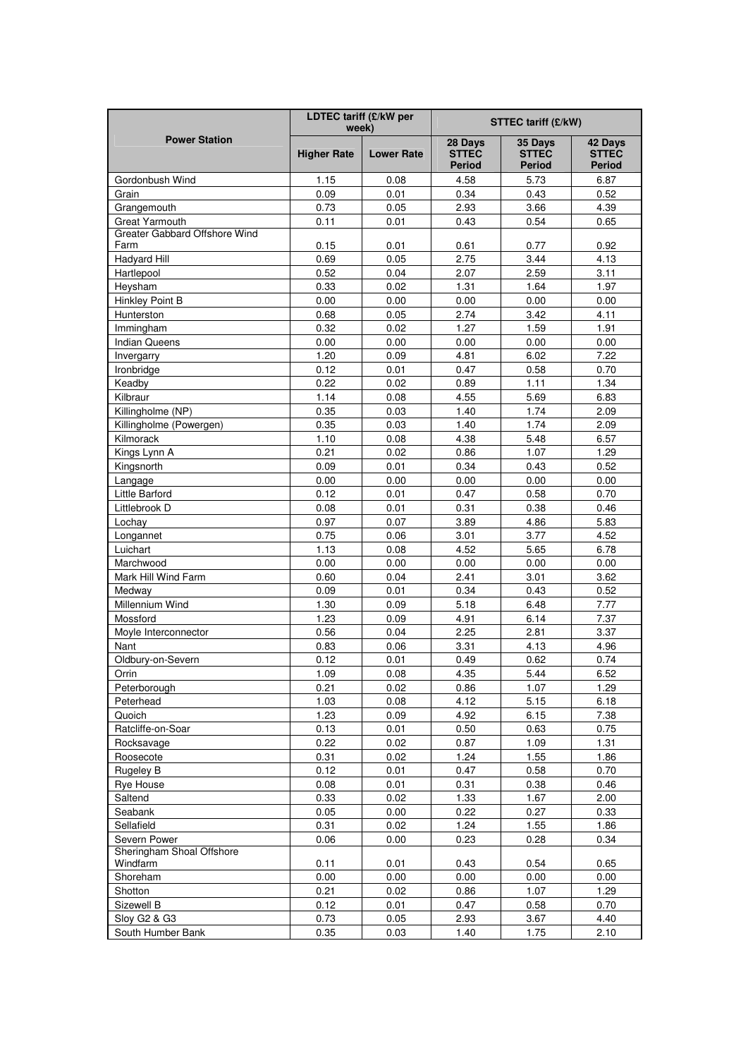| Power Station | LDTEC tariff (£/kW per week) | | STTEC tariff (£/kW) | | |
|---|---|---|---|---|---|
| | Higher Rate | Lower Rate | 28 Days STTEC Period | 35 Days STTEC Period | 42 Days STTEC Period |
| Gordonbush Wind | 1.15 | 0.08 | 4.58 | 5.73 | 6.87 |
| Grain | 0.09 | 0.01 | 0.34 | 0.43 | 0.52 |
| Grangemouth | 0.73 | 0.05 | 2.93 | 3.66 | 4.39 |
| Great Yarmouth | 0.11 | 0.01 | 0.43 | 0.54 | 0.65 |
| Greater Gabbard Offshore Wind Farm | 0.15 | 0.01 | 0.61 | 0.77 | 0.92 |
| Hadyard Hill | 0.69 | 0.05 | 2.75 | 3.44 | 4.13 |
| Hartlepool | 0.52 | 0.04 | 2.07 | 2.59 | 3.11 |
| Heysham | 0.33 | 0.02 | 1.31 | 1.64 | 1.97 |
| Hinkley Point B | 0.00 | 0.00 | 0.00 | 0.00 | 0.00 |
| Hunterston | 0.68 | 0.05 | 2.74 | 3.42 | 4.11 |
| Immingham | 0.32 | 0.02 | 1.27 | 1.59 | 1.91 |
| Indian Queens | 0.00 | 0.00 | 0.00 | 0.00 | 0.00 |
| Invergarry | 1.20 | 0.09 | 4.81 | 6.02 | 7.22 |
| Ironbridge | 0.12 | 0.01 | 0.47 | 0.58 | 0.70 |
| Keadby | 0.22 | 0.02 | 0.89 | 1.11 | 1.34 |
| Kilbraur | 1.14 | 0.08 | 4.55 | 5.69 | 6.83 |
| Killingholme (NP) | 0.35 | 0.03 | 1.40 | 1.74 | 2.09 |
| Killingholme (Powergen) | 0.35 | 0.03 | 1.40 | 1.74 | 2.09 |
| Kilmorack | 1.10 | 0.08 | 4.38 | 5.48 | 6.57 |
| Kings Lynn A | 0.21 | 0.02 | 0.86 | 1.07 | 1.29 |
| Kingsnorth | 0.09 | 0.01 | 0.34 | 0.43 | 0.52 |
| Langage | 0.00 | 0.00 | 0.00 | 0.00 | 0.00 |
| Little Barford | 0.12 | 0.01 | 0.47 | 0.58 | 0.70 |
| Littlebrook D | 0.08 | 0.01 | 0.31 | 0.38 | 0.46 |
| Lochay | 0.97 | 0.07 | 3.89 | 4.86 | 5.83 |
| Longannet | 0.75 | 0.06 | 3.01 | 3.77 | 4.52 |
| Luichart | 1.13 | 0.08 | 4.52 | 5.65 | 6.78 |
| Marchwood | 0.00 | 0.00 | 0.00 | 0.00 | 0.00 |
| Mark Hill Wind Farm | 0.60 | 0.04 | 2.41 | 3.01 | 3.62 |
| Medway | 0.09 | 0.01 | 0.34 | 0.43 | 0.52 |
| Millennium Wind | 1.30 | 0.09 | 5.18 | 6.48 | 7.77 |
| Mossford | 1.23 | 0.09 | 4.91 | 6.14 | 7.37 |
| Moyle Interconnector | 0.56 | 0.04 | 2.25 | 2.81 | 3.37 |
| Nant | 0.83 | 0.06 | 3.31 | 4.13 | 4.96 |
| Oldbury-on-Severn | 0.12 | 0.01 | 0.49 | 0.62 | 0.74 |
| Orrin | 1.09 | 0.08 | 4.35 | 5.44 | 6.52 |
| Peterborough | 0.21 | 0.02 | 0.86 | 1.07 | 1.29 |
| Peterhead | 1.03 | 0.08 | 4.12 | 5.15 | 6.18 |
| Quoich | 1.23 | 0.09 | 4.92 | 6.15 | 7.38 |
| Ratcliffe-on-Soar | 0.13 | 0.01 | 0.50 | 0.63 | 0.75 |
| Rocksavage | 0.22 | 0.02 | 0.87 | 1.09 | 1.31 |
| Roosecote | 0.31 | 0.02 | 1.24 | 1.55 | 1.86 |
| Rugeley B | 0.12 | 0.01 | 0.47 | 0.58 | 0.70 |
| Rye House | 0.08 | 0.01 | 0.31 | 0.38 | 0.46 |
| Saltend | 0.33 | 0.02 | 1.33 | 1.67 | 2.00 |
| Seabank | 0.05 | 0.00 | 0.22 | 0.27 | 0.33 |
| Sellafield | 0.31 | 0.02 | 1.24 | 1.55 | 1.86 |
| Severn Power | 0.06 | 0.00 | 0.23 | 0.28 | 0.34 |
| Sheringham Shoal Offshore Windfarm | 0.11 | 0.01 | 0.43 | 0.54 | 0.65 |
| Shoreham | 0.00 | 0.00 | 0.00 | 0.00 | 0.00 |
| Shotton | 0.21 | 0.02 | 0.86 | 1.07 | 1.29 |
| Sizewell B | 0.12 | 0.01 | 0.47 | 0.58 | 0.70 |
| Sloy G2 & G3 | 0.73 | 0.05 | 2.93 | 3.67 | 4.40 |
| South Humber Bank | 0.35 | 0.03 | 1.40 | 1.75 | 2.10 |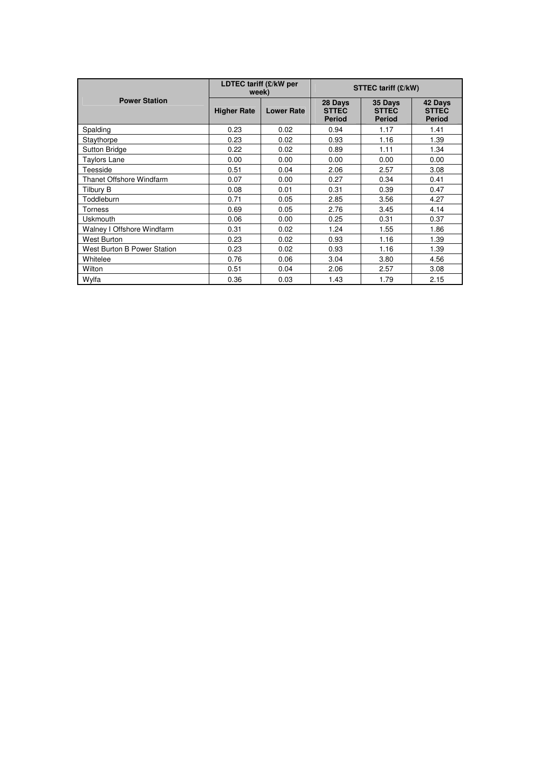| Power Station | LDTEC tariff (£/kW per week) | | STTEC tariff (£/kW) | | |
|---|---|---|---|---|---|
| | Higher Rate | Lower Rate | 28 Days STTEC Period | 35 Days STTEC Period | 42 Days STTEC Period |
| Spalding | 0.23 | 0.02 | 0.94 | 1.17 | 1.41 |
| Staythorpe | 0.23 | 0.02 | 0.93 | 1.16 | 1.39 |
| Sutton Bridge | 0.22 | 0.02 | 0.89 | 1.11 | 1.34 |
| Taylors Lane | 0.00 | 0.00 | 0.00 | 0.00 | 0.00 |
| Teesside | 0.51 | 0.04 | 2.06 | 2.57 | 3.08 |
| Thanet Offshore Windfarm | 0.07 | 0.00 | 0.27 | 0.34 | 0.41 |
| Tilbury B | 0.08 | 0.01 | 0.31 | 0.39 | 0.47 |
| Toddleburn | 0.71 | 0.05 | 2.85 | 3.56 | 4.27 |
| Torness | 0.69 | 0.05 | 2.76 | 3.45 | 4.14 |
| Uskmouth | 0.06 | 0.00 | 0.25 | 0.31 | 0.37 |
| Walney I Offshore Windfarm | 0.31 | 0.02 | 1.24 | 1.55 | 1.86 |
| West Burton | 0.23 | 0.02 | 0.93 | 1.16 | 1.39 |
| West Burton B Power Station | 0.23 | 0.02 | 0.93 | 1.16 | 1.39 |
| Whitelee | 0.76 | 0.06 | 3.04 | 3.80 | 4.56 |
| Wilton | 0.51 | 0.04 | 2.06 | 2.57 | 3.08 |
| Wylfa | 0.36 | 0.03 | 1.43 | 1.79 | 2.15 |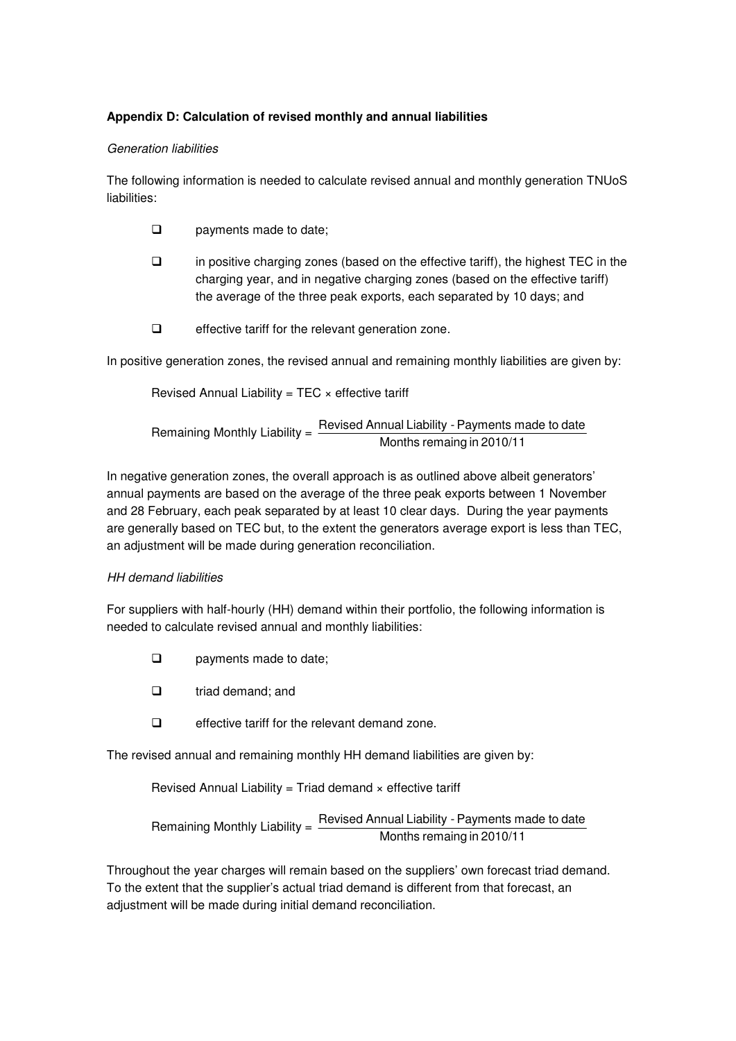**Appendix D: Calculation of revised monthly and annual liabilities**

*Generation liabilities*

The following information is needed to calculate revised annual and monthly generation TNUoS liabilities:

- payments made to date;
- in positive charging zones (based on the effective tariff), the highest TEC in the charging year, and in negative charging zones (based on the effective tariff) the average of the three peak exports, each separated by 10 days; and
- effective tariff for the relevant generation zone.

In positive generation zones, the revised annual and remaining monthly liabilities are given by:

$$\text{Revised Annual Liability} = \text{TEC} \times \text{effective tariff}$$

$$\text{Remaining Monthly Liability} = \frac{\text{Revised Annual Liability - Payments made to date}}{\text{Months remaing in 2010/11}}$$

In negative generation zones, the overall approach is as outlined above albeit generators' annual payments are based on the average of the three peak exports between 1 November and 28 February, each peak separated by at least 10 clear days. During the year payments are generally based on TEC but, to the extent the generators average export is less than TEC, an adjustment will be made during generation reconciliation.

*HH demand liabilities*

For suppliers with half-hourly (HH) demand within their portfolio, the following information is needed to calculate revised annual and monthly liabilities:

- payments made to date;
- triad demand; and
- effective tariff for the relevant demand zone.

The revised annual and remaining monthly HH demand liabilities are given by:

$$\text{Revised Annual Liability} = \text{Triad demand} \times \text{effective tariff}$$

$$\text{Remaining Monthly Liability} = \frac{\text{Revised Annual Liability - Payments made to date}}{\text{Months remaing in 2010/11}}$$

Throughout the year charges will remain based on the suppliers' own forecast triad demand. To the extent that the supplier's actual triad demand is different from that forecast, an adjustment will be made during initial demand reconciliation.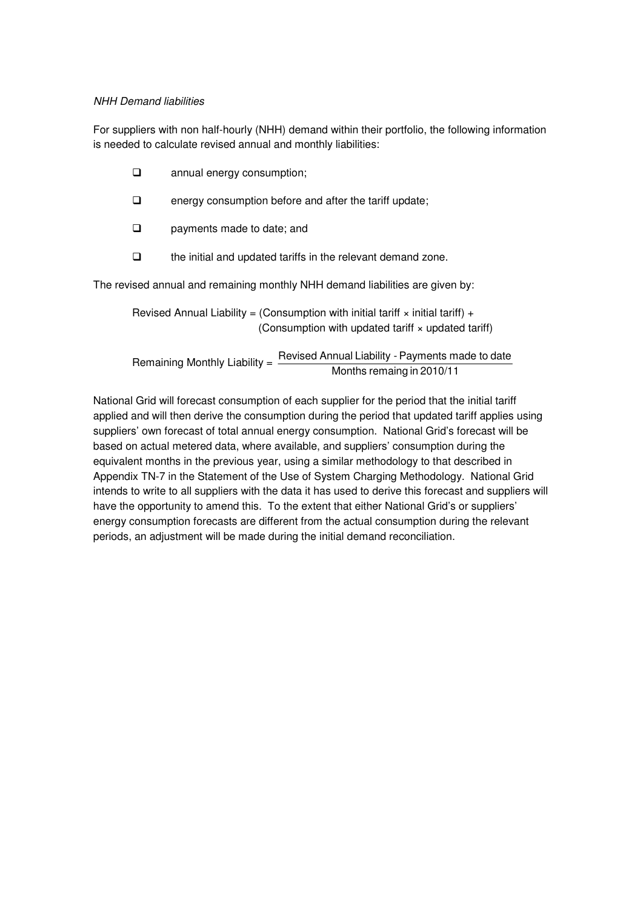*NHH Demand liabilities*

For suppliers with non half-hourly (NHH) demand within their portfolio, the following information is needed to calculate revised annual and monthly liabilities:

- annual energy consumption;
- energy consumption before and after the tariff update;
- payments made to date; and
- the initial and updated tariffs in the relevant demand zone.

The revised annual and remaining monthly NHH demand liabilities are given by:

$$\text{Revised Annual Liability} = (\text{Consumption with initial tariff} \times \text{initial tariff}) + (\text{Consumption with updated tariff} \times \text{updated tariff})$$

$$\text{Remaining Monthly Liability} = \frac{\text{Revised Annual Liability - Payments made to date}}{\text{Months remaing in 2010/11}}$$

National Grid will forecast consumption of each supplier for the period that the initial tariff applied and will then derive the consumption during the period that updated tariff applies using suppliers' own forecast of total annual energy consumption. National Grid's forecast will be based on actual metered data, where available, and suppliers' consumption during the equivalent months in the previous year, using a similar methodology to that described in Appendix TN-7 in the Statement of the Use of System Charging Methodology. National Grid intends to write to all suppliers with the data it has used to derive this forecast and suppliers will have the opportunity to amend this. To the extent that either National Grid's or suppliers' energy consumption forecasts are different from the actual consumption during the relevant periods, an adjustment will be made during the initial demand reconciliation.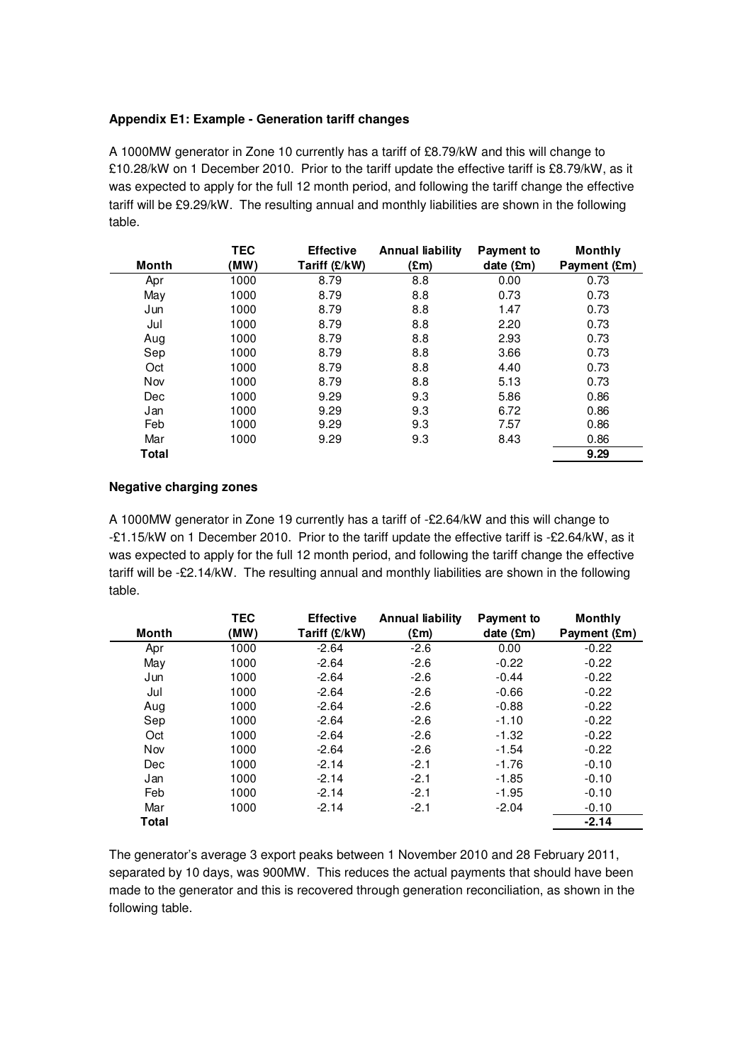**Appendix E1: Example - Generation tariff changes**

A 1000MW generator in Zone 10 currently has a tariff of £8.79/kW and this will change to £10.28/kW on 1 December 2010. Prior to the tariff update the effective tariff is £8.79/kW, as it was expected to apply for the full 12 month period, and following the tariff change the effective tariff will be £9.29/kW. The resulting annual and monthly liabilities are shown in the following table.

| Month | TEC (MW) | Effective Tariff (£/kW) | Annual liability (£m) | Payment to date (£m) | Monthly Payment (£m) |
|---|---|---|---|---|---|
| Apr | 1000 | 8.79 | 8.8 | 0.00 | 0.73 |
| May | 1000 | 8.79 | 8.8 | 0.73 | 0.73 |
| Jun | 1000 | 8.79 | 8.8 | 1.47 | 0.73 |
| Jul | 1000 | 8.79 | 8.8 | 2.20 | 0.73 |
| Aug | 1000 | 8.79 | 8.8 | 2.93 | 0.73 |
| Sep | 1000 | 8.79 | 8.8 | 3.66 | 0.73 |
| Oct | 1000 | 8.79 | 8.8 | 4.40 | 0.73 |
| Nov | 1000 | 8.79 | 8.8 | 5.13 | 0.73 |
| Dec | 1000 | 9.29 | 9.3 | 5.86 | 0.86 |
| Jan | 1000 | 9.29 | 9.3 | 6.72 | 0.86 |
| Feb | 1000 | 9.29 | 9.3 | 7.57 | 0.86 |
| Mar | 1000 | 9.29 | 9.3 | 8.43 | 0.86 |
| **Total** | | | | | **9.29** |

**Negative charging zones**

A 1000MW generator in Zone 19 currently has a tariff of -£2.64/kW and this will change to -£1.15/kW on 1 December 2010. Prior to the tariff update the effective tariff is -£2.64/kW, as it was expected to apply for the full 12 month period, and following the tariff change the effective tariff will be -£2.14/kW. The resulting annual and monthly liabilities are shown in the following table.

| Month | TEC (MW) | Effective Tariff (£/kW) | Annual liability (£m) | Payment to date (£m) | Monthly Payment (£m) |
|---|---|---|---|---|---|
| Apr | 1000 | -2.64 | -2.6 | 0.00 | -0.22 |
| May | 1000 | -2.64 | -2.6 | -0.22 | -0.22 |
| Jun | 1000 | -2.64 | -2.6 | -0.44 | -0.22 |
| Jul | 1000 | -2.64 | -2.6 | -0.66 | -0.22 |
| Aug | 1000 | -2.64 | -2.6 | -0.88 | -0.22 |
| Sep | 1000 | -2.64 | -2.6 | -1.10 | -0.22 |
| Oct | 1000 | -2.64 | -2.6 | -1.32 | -0.22 |
| Nov | 1000 | -2.64 | -2.6 | -1.54 | -0.22 |
| Dec | 1000 | -2.14 | -2.1 | -1.76 | -0.10 |
| Jan | 1000 | -2.14 | -2.1 | -1.85 | -0.10 |
| Feb | 1000 | -2.14 | -2.1 | -1.95 | -0.10 |
| Mar | 1000 | -2.14 | -2.1 | -2.04 | -0.10 |
| **Total** | | | | | **-2.14** |

The generator's average 3 export peaks between 1 November 2010 and 28 February 2011, separated by 10 days, was 900MW. This reduces the actual payments that should have been made to the generator and this is recovered through generation reconciliation, as shown in the following table.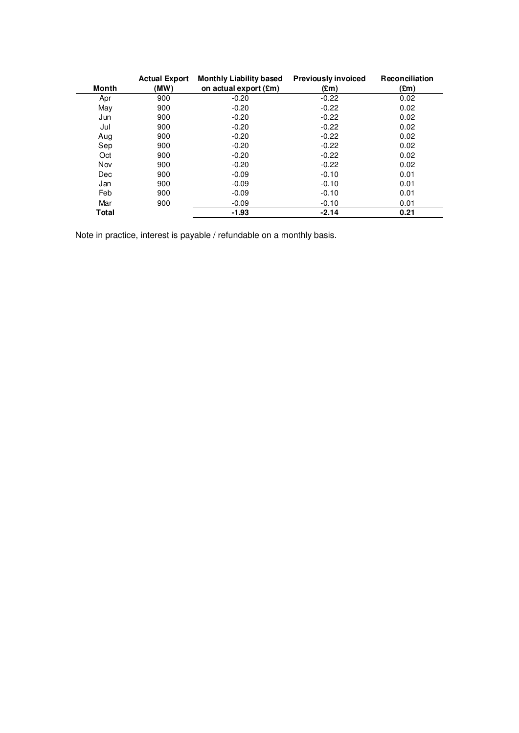| Month | Actual Export (MW) | Monthly Liability based on actual export (£m) | Previously invoiced (£m) | Reconciliation (£m) |
|---|---|---|---|---|
| Apr | 900 | -0.20 | -0.22 | 0.02 |
| May | 900 | -0.20 | -0.22 | 0.02 |
| Jun | 900 | -0.20 | -0.22 | 0.02 |
| Jul | 900 | -0.20 | -0.22 | 0.02 |
| Aug | 900 | -0.20 | -0.22 | 0.02 |
| Sep | 900 | -0.20 | -0.22 | 0.02 |
| Oct | 900 | -0.20 | -0.22 | 0.02 |
| Nov | 900 | -0.20 | -0.22 | 0.02 |
| Dec | 900 | -0.09 | -0.10 | 0.01 |
| Jan | 900 | -0.09 | -0.10 | 0.01 |
| Feb | 900 | -0.09 | -0.10 | 0.01 |
| Mar | 900 | -0.09 | -0.10 | 0.01 |
| **Total** | | **-1.93** | **-2.14** | **0.21** |

Note in practice, interest is payable / refundable on a monthly basis.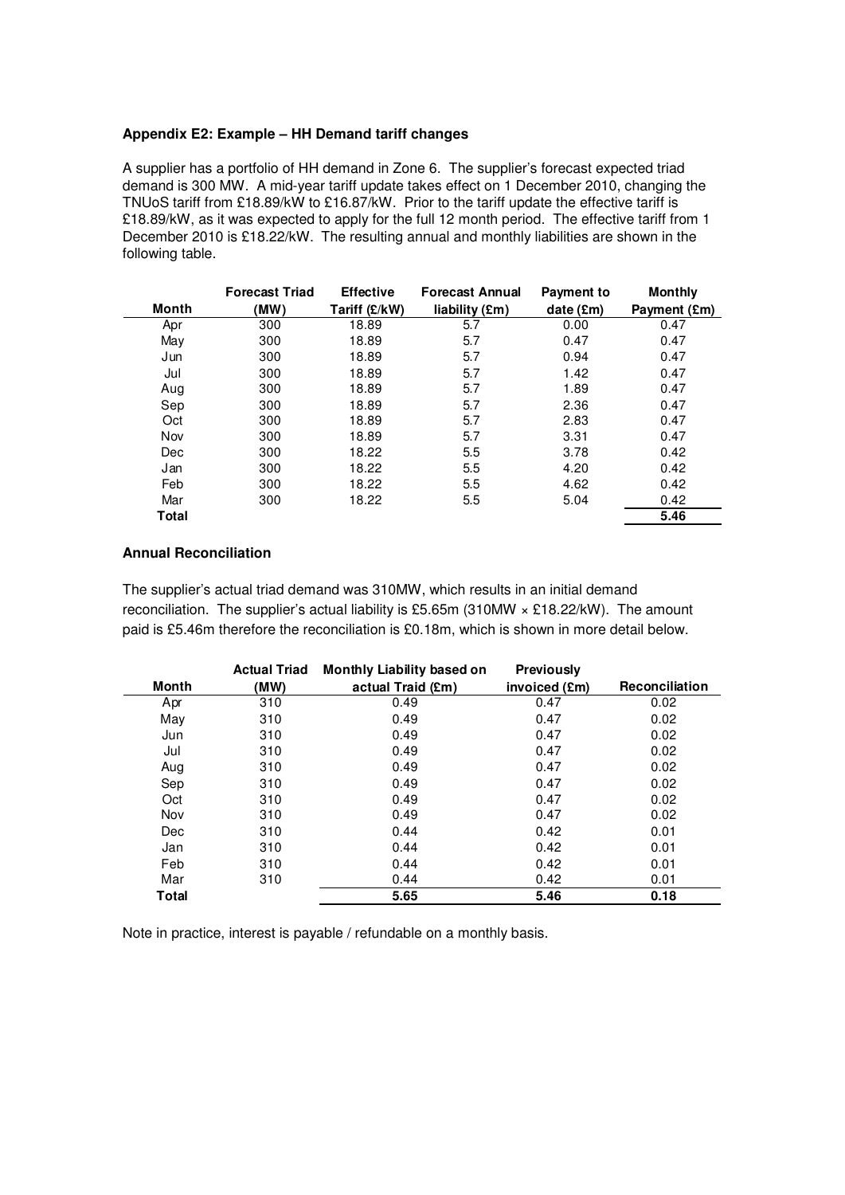### Appendix E2: Example – HH Demand tariff changes

A supplier has a portfolio of HH demand in Zone 6. The supplier's forecast expected triad demand is 300 MW. A mid-year tariff update takes effect on 1 December 2010, changing the TNUoS tariff from £18.89/kW to £16.87/kW. Prior to the tariff update the effective tariff is £18.89/kW, as it was expected to apply for the full 12 month period. The effective tariff from 1 December 2010 is £18.22/kW. The resulting annual and monthly liabilities are shown in the following table.

| Month | Forecast Triad (MW) | Effective Tariff (£/kW) | Forecast Annual liability (£m) | Payment to date (£m) | Monthly Payment (£m) |
|---|---|---|---|---|---|
| Apr | 300 | 18.89 | 5.7 | 0.00 | 0.47 |
| May | 300 | 18.89 | 5.7 | 0.47 | 0.47 |
| Jun | 300 | 18.89 | 5.7 | 0.94 | 0.47 |
| Jul | 300 | 18.89 | 5.7 | 1.42 | 0.47 |
| Aug | 300 | 18.89 | 5.7 | 1.89 | 0.47 |
| Sep | 300 | 18.89 | 5.7 | 2.36 | 0.47 |
| Oct | 300 | 18.89 | 5.7 | 2.83 | 0.47 |
| Nov | 300 | 18.89 | 5.7 | 3.31 | 0.47 |
| Dec | 300 | 18.22 | 5.5 | 3.78 | 0.42 |
| Jan | 300 | 18.22 | 5.5 | 4.20 | 0.42 |
| Feb | 300 | 18.22 | 5.5 | 4.62 | 0.42 |
| Mar | 300 | 18.22 | 5.5 | 5.04 | 0.42 |
| **Total** | | | | | **5.46** |

### Annual Reconciliation

The supplier's actual triad demand was 310MW, which results in an initial demand reconciliation. The supplier's actual liability is £5.65m (310MW × £18.22/kW). The amount paid is £5.46m therefore the reconciliation is £0.18m, which is shown in more detail below.

| Month | Actual Triad (MW) | Monthly Liability based on actual Traid (£m) | Previously invoiced (£m) | Reconciliation |
|---|---|---|---|---|
| Apr | 310 | 0.49 | 0.47 | 0.02 |
| May | 310 | 0.49 | 0.47 | 0.02 |
| Jun | 310 | 0.49 | 0.47 | 0.02 |
| Jul | 310 | 0.49 | 0.47 | 0.02 |
| Aug | 310 | 0.49 | 0.47 | 0.02 |
| Sep | 310 | 0.49 | 0.47 | 0.02 |
| Oct | 310 | 0.49 | 0.47 | 0.02 |
| Nov | 310 | 0.49 | 0.47 | 0.02 |
| Dec | 310 | 0.44 | 0.42 | 0.01 |
| Jan | 310 | 0.44 | 0.42 | 0.01 |
| Feb | 310 | 0.44 | 0.42 | 0.01 |
| Mar | 310 | 0.44 | 0.42 | 0.01 |
| **Total** | | **5.65** | **5.46** | **0.18** |

Note in practice, interest is payable / refundable on a monthly basis.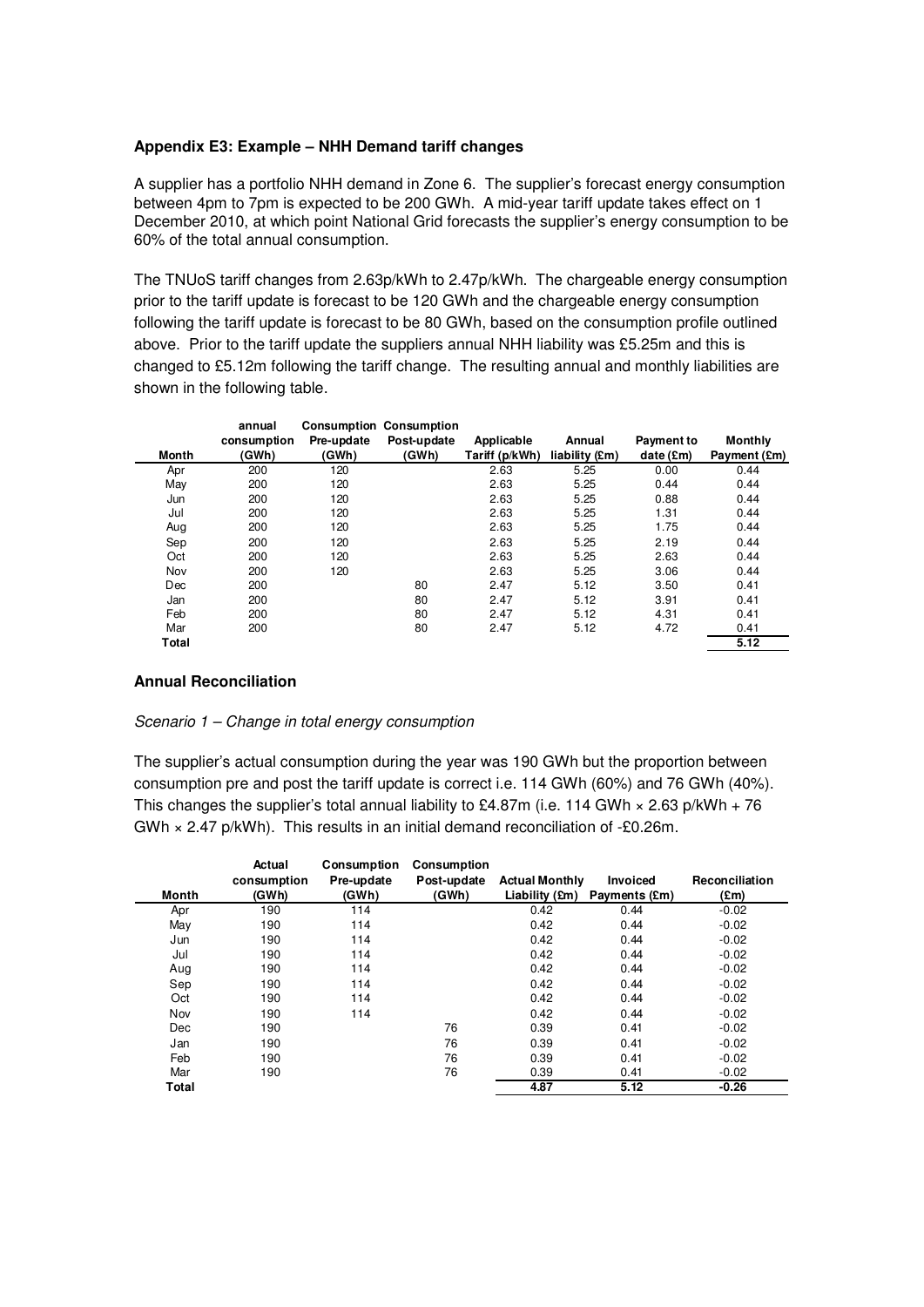### Appendix E3: Example – NHH Demand tariff changes

A supplier has a portfolio NHH demand in Zone 6. The supplier's forecast energy consumption between 4pm to 7pm is expected to be 200 GWh. A mid-year tariff update takes effect on 1 December 2010, at which point National Grid forecasts the supplier's energy consumption to be 60% of the total annual consumption.

The TNUoS tariff changes from 2.63p/kWh to 2.47p/kWh. The chargeable energy consumption prior to the tariff update is forecast to be 120 GWh and the chargeable energy consumption following the tariff update is forecast to be 80 GWh, based on the consumption profile outlined above. Prior to the tariff update the suppliers annual NHH liability was £5.25m and this is changed to £5.12m following the tariff change. The resulting annual and monthly liabilities are shown in the following table.

| Month | annual consumption (GWh) | Consumption Pre-update (GWh) | Consumption Post-update (GWh) | Applicable Tariff (p/kWh) | Annual liability (£m) | Payment to date (£m) | Monthly Payment (£m) |
|---|---|---|---|---|---|---|---|
| Apr | 200 | 120 | | 2.63 | 5.25 | 0.00 | 0.44 |
| May | 200 | 120 | | 2.63 | 5.25 | 0.44 | 0.44 |
| Jun | 200 | 120 | | 2.63 | 5.25 | 0.88 | 0.44 |
| Jul | 200 | 120 | | 2.63 | 5.25 | 1.31 | 0.44 |
| Aug | 200 | 120 | | 2.63 | 5.25 | 1.75 | 0.44 |
| Sep | 200 | 120 | | 2.63 | 5.25 | 2.19 | 0.44 |
| Oct | 200 | 120 | | 2.63 | 5.25 | 2.63 | 0.44 |
| Nov | 200 | 120 | | 2.63 | 5.25 | 3.06 | 0.44 |
| Dec | 200 | | 80 | 2.47 | 5.12 | 3.50 | 0.41 |
| Jan | 200 | | 80 | 2.47 | 5.12 | 3.91 | 0.41 |
| Feb | 200 | | 80 | 2.47 | 5.12 | 4.31 | 0.41 |
| Mar | 200 | | 80 | 2.47 | 5.12 | 4.72 | 0.41 |
| **Total** | | | | | | | **5.12** |

### Annual Reconciliation

*Scenario 1 – Change in total energy consumption*

The supplier's actual consumption during the year was 190 GWh but the proportion between consumption pre and post the tariff update is correct i.e. 114 GWh (60%) and 76 GWh (40%). This changes the supplier's total annual liability to £4.87m (i.e. 114 GWh × 2.63 p/kWh + 76 GWh × 2.47 p/kWh). This results in an initial demand reconciliation of -£0.26m.

| Month | Actual consumption (GWh) | Consumption Pre-update (GWh) | Consumption Post-update (GWh) | Actual Monthly Liability (£m) | Invoiced Payments (£m) | Reconciliation (£m) |
|---|---|---|---|---|---|---|
| Apr | 190 | 114 | | 0.42 | 0.44 | -0.02 |
| May | 190 | 114 | | 0.42 | 0.44 | -0.02 |
| Jun | 190 | 114 | | 0.42 | 0.44 | -0.02 |
| Jul | 190 | 114 | | 0.42 | 0.44 | -0.02 |
| Aug | 190 | 114 | | 0.42 | 0.44 | -0.02 |
| Sep | 190 | 114 | | 0.42 | 0.44 | -0.02 |
| Oct | 190 | 114 | | 0.42 | 0.44 | -0.02 |
| Nov | 190 | 114 | | 0.42 | 0.44 | -0.02 |
| Dec | 190 | | 76 | 0.39 | 0.41 | -0.02 |
| Jan | 190 | | 76 | 0.39 | 0.41 | -0.02 |
| Feb | 190 | | 76 | 0.39 | 0.41 | -0.02 |
| Mar | 190 | | 76 | 0.39 | 0.41 | -0.02 |
| **Total** | | | | **4.87** | **5.12** | **-0.26** |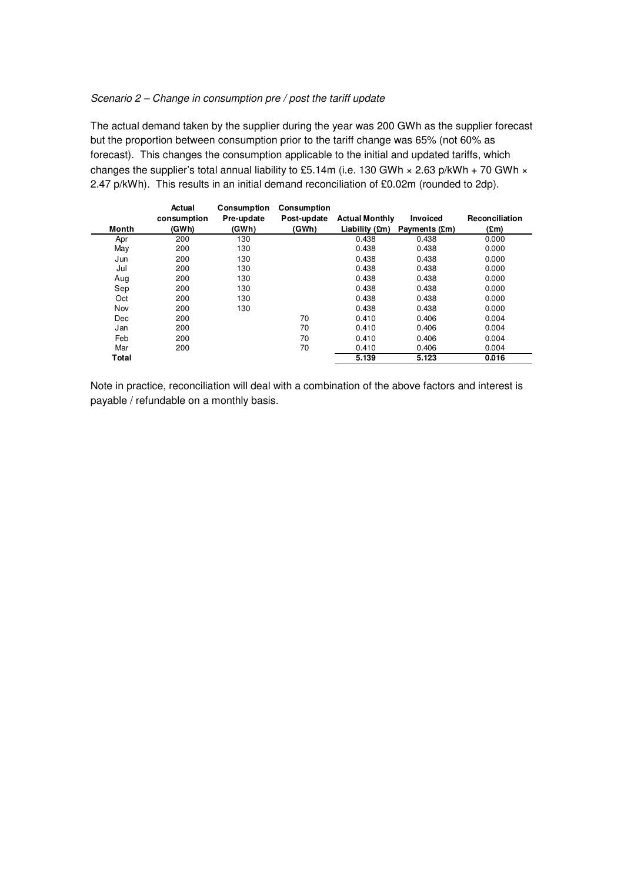*Scenario 2 – Change in consumption pre / post the tariff update*

The actual demand taken by the supplier during the year was 200 GWh as the supplier forecast but the proportion between consumption prior to the tariff change was 65% (not 60% as forecast). This changes the consumption applicable to the initial and updated tariffs, which changes the supplier's total annual liability to £5.14m (i.e. 130 GWh × 2.63 p/kWh + 70 GWh × 2.47 p/kWh). This results in an initial demand reconciliation of £0.02m (rounded to 2dp).

| Month | Actual consumption (GWh) | Consumption Pre-update (GWh) | Consumption Post-update (GWh) | Actual Monthly Liability (£m) | Invoiced Payments (£m) | Reconciliation (£m) |
|---|---|---|---|---|---|---|
| Apr | 200 | 130 | | 0.438 | 0.438 | 0.000 |
| May | 200 | 130 | | 0.438 | 0.438 | 0.000 |
| Jun | 200 | 130 | | 0.438 | 0.438 | 0.000 |
| Jul | 200 | 130 | | 0.438 | 0.438 | 0.000 |
| Aug | 200 | 130 | | 0.438 | 0.438 | 0.000 |
| Sep | 200 | 130 | | 0.438 | 0.438 | 0.000 |
| Oct | 200 | 130 | | 0.438 | 0.438 | 0.000 |
| Nov | 200 | 130 | | 0.438 | 0.438 | 0.000 |
| Dec | 200 | | 70 | 0.410 | 0.406 | 0.004 |
| Jan | 200 | | 70 | 0.410 | 0.406 | 0.004 |
| Feb | 200 | | 70 | 0.410 | 0.406 | 0.004 |
| Mar | 200 | | 70 | 0.410 | 0.406 | 0.004 |
| **Total** | | | | **5.139** | **5.123** | **0.016** |

Note in practice, reconciliation will deal with a combination of the above factors and interest is payable / refundable on a monthly basis.